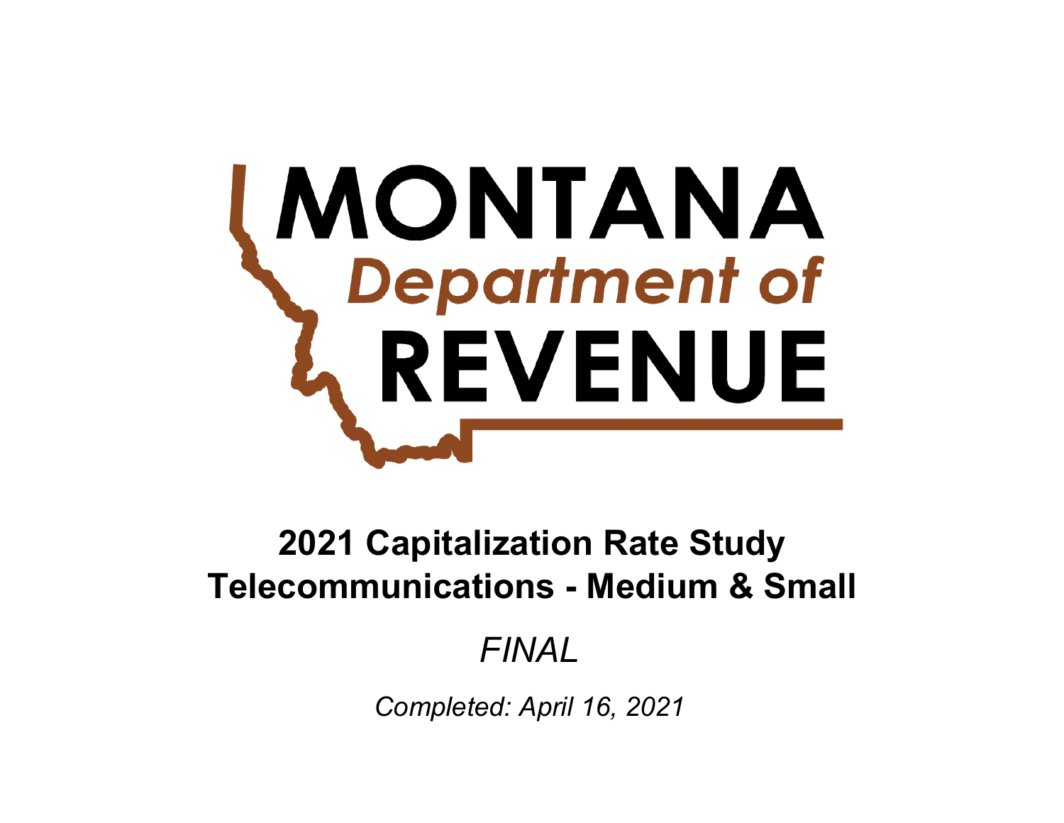# MONTANA Department of REVENUE

## 2021 Capitalization Rate Study
## Telecommunications - Medium & Small

*FINAL*

*Completed: April 16, 2021*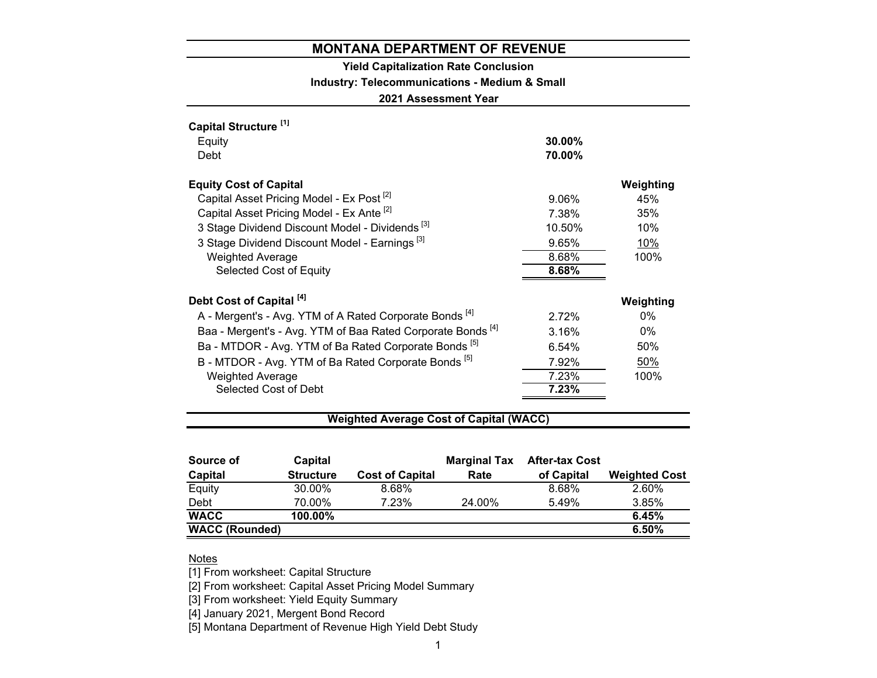# MONTANA DEPARTMENT OF REVENUE

**Yield Capitalization Rate Conclusion**

**Industry: Telecommunications - Medium & Small**

**2021 Assessment Year**

| **Capital Structure** [1] | | |
|---|---|---|
| Equity | **30.00%** | |
| Debt | **70.00%** | |
| | | |
| **Equity Cost of Capital** | | **Weighting** |
| Capital Asset Pricing Model - Ex Post [2] | 9.06% | 45% |
| Capital Asset Pricing Model - Ex Ante [2] | 7.38% | 35% |
| 3 Stage Dividend Discount Model - Dividends [3] | 10.50% | 10% |
| 3 Stage Dividend Discount Model - Earnings [3] | 9.65% | 10% |
| Weighted Average | 8.68% | 100% |
| Selected Cost of Equity | **8.68%** | |
| | | |
| **Debt Cost of Capital** [4] | | **Weighting** |
| A - Mergent's - Avg. YTM of A Rated Corporate Bonds [4] | 2.72% | 0% |
| Baa - Mergent's - Avg. YTM of Baa Rated Corporate Bonds [4] | 3.16% | 0% |
| Ba - MTDOR - Avg. YTM of Ba Rated Corporate Bonds [5] | 6.54% | 50% |
| B - MTDOR - Avg. YTM of Ba Rated Corporate Bonds [5] | 7.92% | 50% |
| Weighted Average | 7.23% | 100% |
| Selected Cost of Debt | **7.23%** | |

## Weighted Average Cost of Capital (WACC)

| Source of Capital | Capital Structure | Cost of Capital | Marginal Tax Rate | After-tax Cost of Capital | Weighted Cost |
|---|---|---|---|---|---|
| Equity | 30.00% | 8.68% | | 8.68% | 2.60% |
| Debt | 70.00% | 7.23% | 24.00% | 5.49% | 3.85% |
| **WACC** | **100.00%** | | | | **6.45%** |
| **WACC (Rounded)** | | | | | **6.50%** |

Notes

[1] From worksheet: Capital Structure

[2] From worksheet: Capital Asset Pricing Model Summary

[3] From worksheet: Yield Equity Summary

[4] January 2021, Mergent Bond Record

[5] Montana Department of Revenue High Yield Debt Study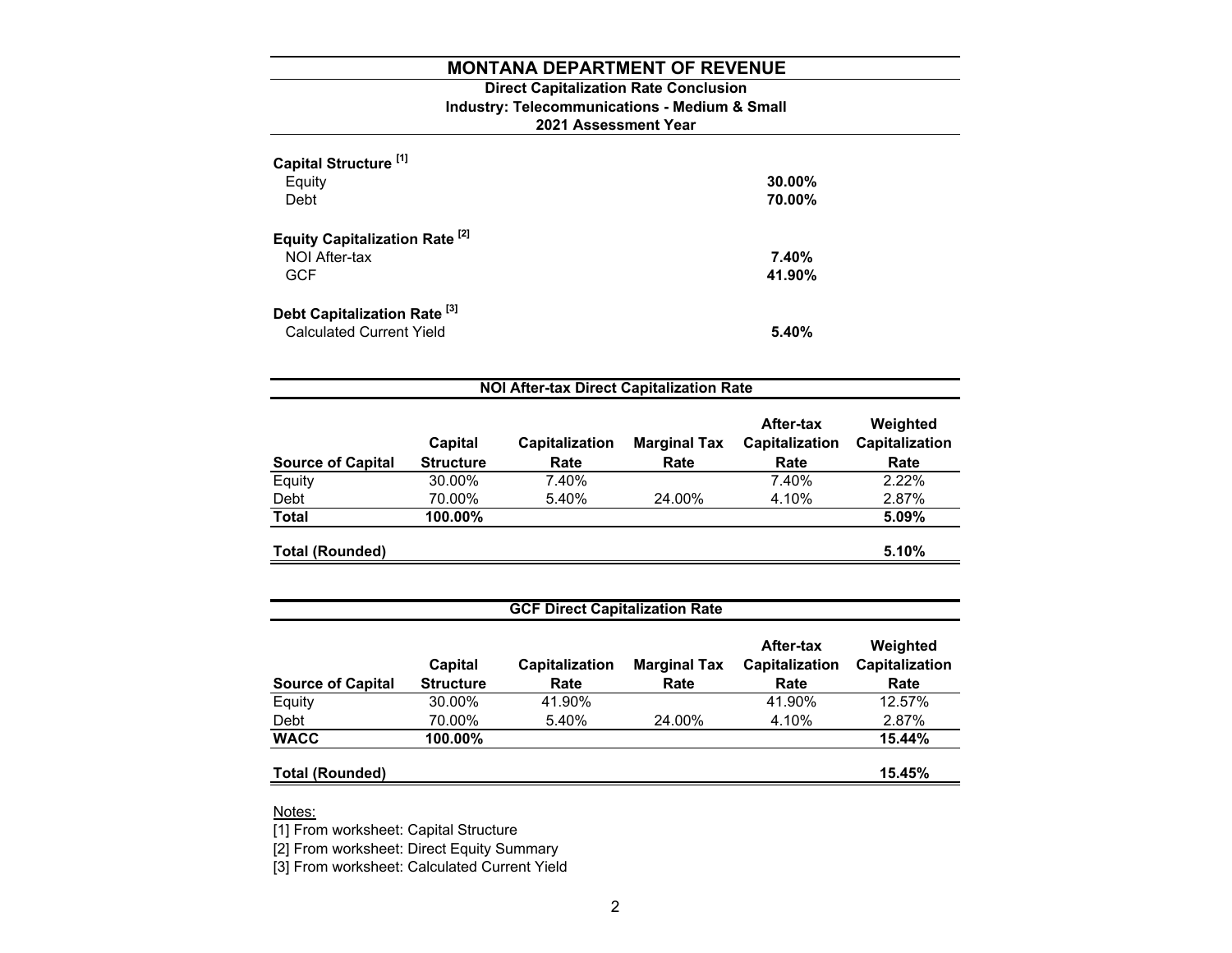# MONTANA DEPARTMENT OF REVENUE

**Direct Capitalization Rate Conclusion**

**Industry: Telecommunications - Medium & Small**

**2021 Assessment Year**

| | |
|---|---|
| **Capital Structure [1]** | |
| Equity | **30.00%** |
| Debt | **70.00%** |
| **Equity Capitalization Rate [2]** | |
| NOI After-tax | **7.40%** |
| GCF | **41.90%** |
| **Debt Capitalization Rate [3]** | |
| Calculated Current Yield | **5.40%** |

**NOI After-tax Direct Capitalization Rate**

| Source of Capital | Capital Structure | Capitalization Rate | Marginal Tax Rate | After-tax Capitalization Rate | Weighted Capitalization Rate |
|---|---|---|---|---|---|
| Equity | 30.00% | 7.40% | | 7.40% | 2.22% |
| Debt | 70.00% | 5.40% | 24.00% | 4.10% | 2.87% |
| **Total** | **100.00%** | | | | **5.09%** |
| **Total (Rounded)** | | | | | **5.10%** |

**GCF Direct Capitalization Rate**

| Source of Capital | Capital Structure | Capitalization Rate | Marginal Tax Rate | After-tax Capitalization Rate | Weighted Capitalization Rate |
|---|---|---|---|---|---|
| Equity | 30.00% | 41.90% | | 41.90% | 12.57% |
| Debt | 70.00% | 5.40% | 24.00% | 4.10% | 2.87% |
| **WACC** | **100.00%** | | | | **15.44%** |
| **Total (Rounded)** | | | | | **15.45%** |

Notes:

[1] From worksheet: Capital Structure

[2] From worksheet: Direct Equity Summary

[3] From worksheet: Calculated Current Yield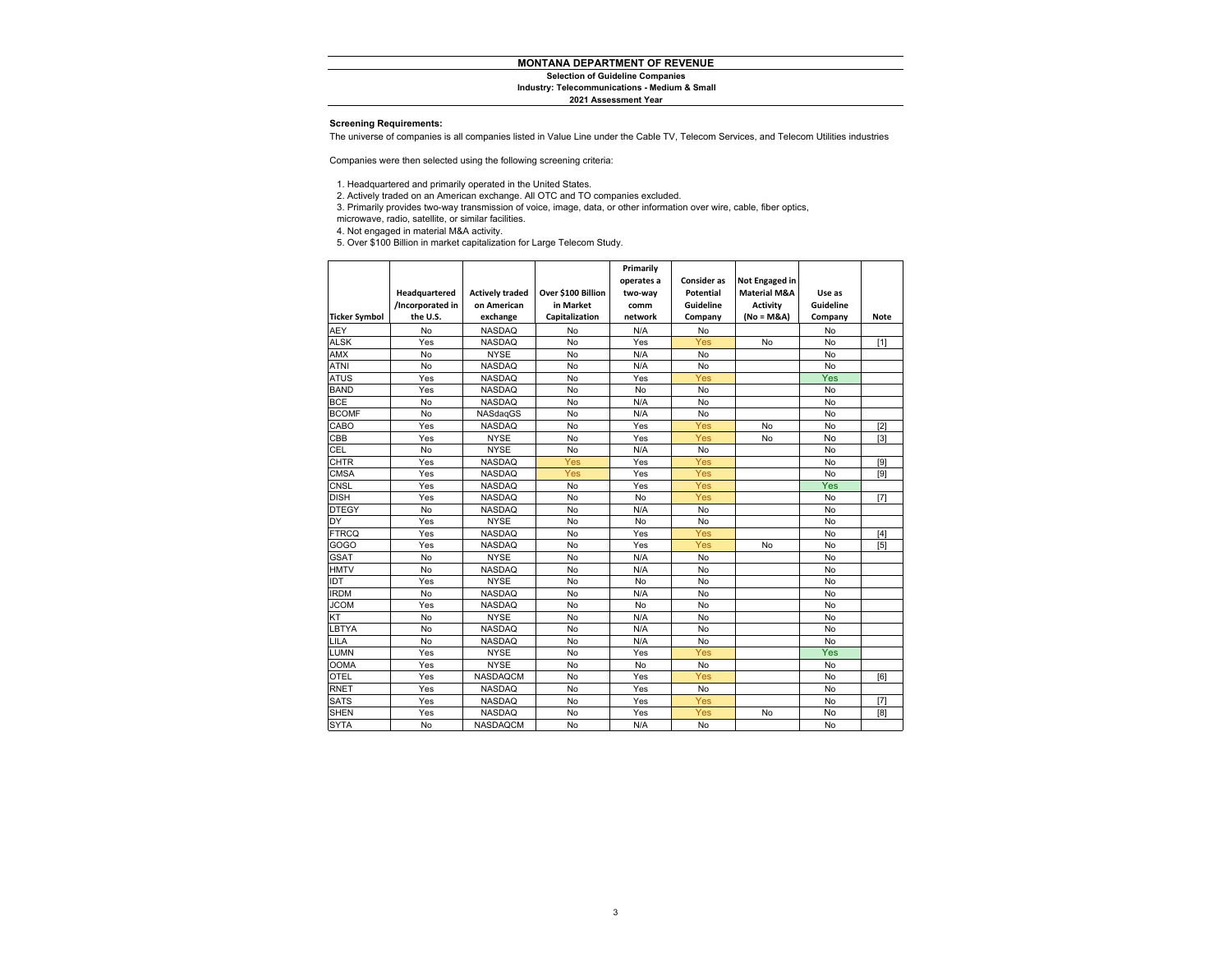# MONTANA DEPARTMENT OF REVENUE

**Selection of Guideline Companies**

**Industry: Telecommunications - Medium & Small**

**2021 Assessment Year**

**Screening Requirements:**

The universe of companies is all companies listed in Value Line under the Cable TV, Telecom Services, and Telecom Utilities industries

Companies were then selected using the following screening criteria:

1. Headquartered and primarily operated in the United States.
2. Actively traded on an American exchange. All OTC and TO companies excluded.
3. Primarily provides two-way transmission of voice, image, data, or other information over wire, cable, fiber optics, microwave, radio, satellite, or similar facilities.
4. Not engaged in material M&A activity.
5. Over $100 Billion in market capitalization for Large Telecom Study.

| Ticker Symbol | Headquartered /Incorporated in the U.S. | Actively traded on American exchange | Over $100 Billion in Market Capitalization | Primarily operates a two-way comm network | Consider as Potential Guideline Company | Not Engaged in Material M&A Activity (No = M&A) | Use as Guideline Company | Note |
|---|---|---|---|---|---|---|---|---|
| AEY | No | NASDAQ | No | N/A | No | | No | |
| ALSK | Yes | NASDAQ | No | Yes | Yes | No | No | [1] |
| AMX | No | NYSE | No | N/A | No | | No | |
| ATNI | No | NASDAQ | No | N/A | No | | No | |
| ATUS | Yes | NASDAQ | No | Yes | Yes | | Yes | |
| BAND | Yes | NASDAQ | No | No | No | | No | |
| BCE | No | NASDAQ | No | N/A | No | | No | |
| BCOMF | No | NASdaqGS | No | N/A | No | | No | |
| CABO | Yes | NASDAQ | No | Yes | Yes | No | No | [2] |
| CBB | Yes | NYSE | No | Yes | Yes | No | No | [3] |
| CEL | No | NYSE | No | N/A | No | | No | |
| CHTR | Yes | NASDAQ | Yes | Yes | Yes | | No | [9] |
| CMSA | Yes | NASDAQ | Yes | Yes | Yes | | No | [9] |
| CNSL | Yes | NASDAQ | No | Yes | Yes | | Yes | |
| DISH | Yes | NASDAQ | No | No | Yes | | No | [7] |
| DTEGY | No | NASDAQ | No | N/A | No | | No | |
| DY | Yes | NYSE | No | No | No | | No | |
| FTRCQ | Yes | NASDAQ | No | Yes | Yes | | No | [4] |
| GOGO | Yes | NASDAQ | No | Yes | Yes | No | No | [5] |
| GSAT | No | NYSE | No | N/A | No | | No | |
| HMTV | No | NASDAQ | No | N/A | No | | No | |
| IDT | Yes | NYSE | No | No | No | | No | |
| IRDM | No | NASDAQ | No | N/A | No | | No | |
| JCOM | Yes | NASDAQ | No | No | No | | No | |
| KT | No | NYSE | No | N/A | No | | No | |
| LBTYA | No | NASDAQ | No | N/A | No | | No | |
| LILA | No | NASDAQ | No | N/A | No | | No | |
| LUMN | Yes | NYSE | No | Yes | Yes | | Yes | |
| OOMA | Yes | NYSE | No | No | No | | No | |
| OTEL | Yes | NASDAQCM | No | Yes | Yes | | No | [6] |
| RNET | Yes | NASDAQ | No | Yes | No | | No | |
| SATS | Yes | NASDAQ | No | Yes | Yes | | No | [7] |
| SHEN | Yes | NASDAQ | No | Yes | Yes | No | No | [8] |
| SYTA | No | NASDAQCM | No | N/A | No | | No | |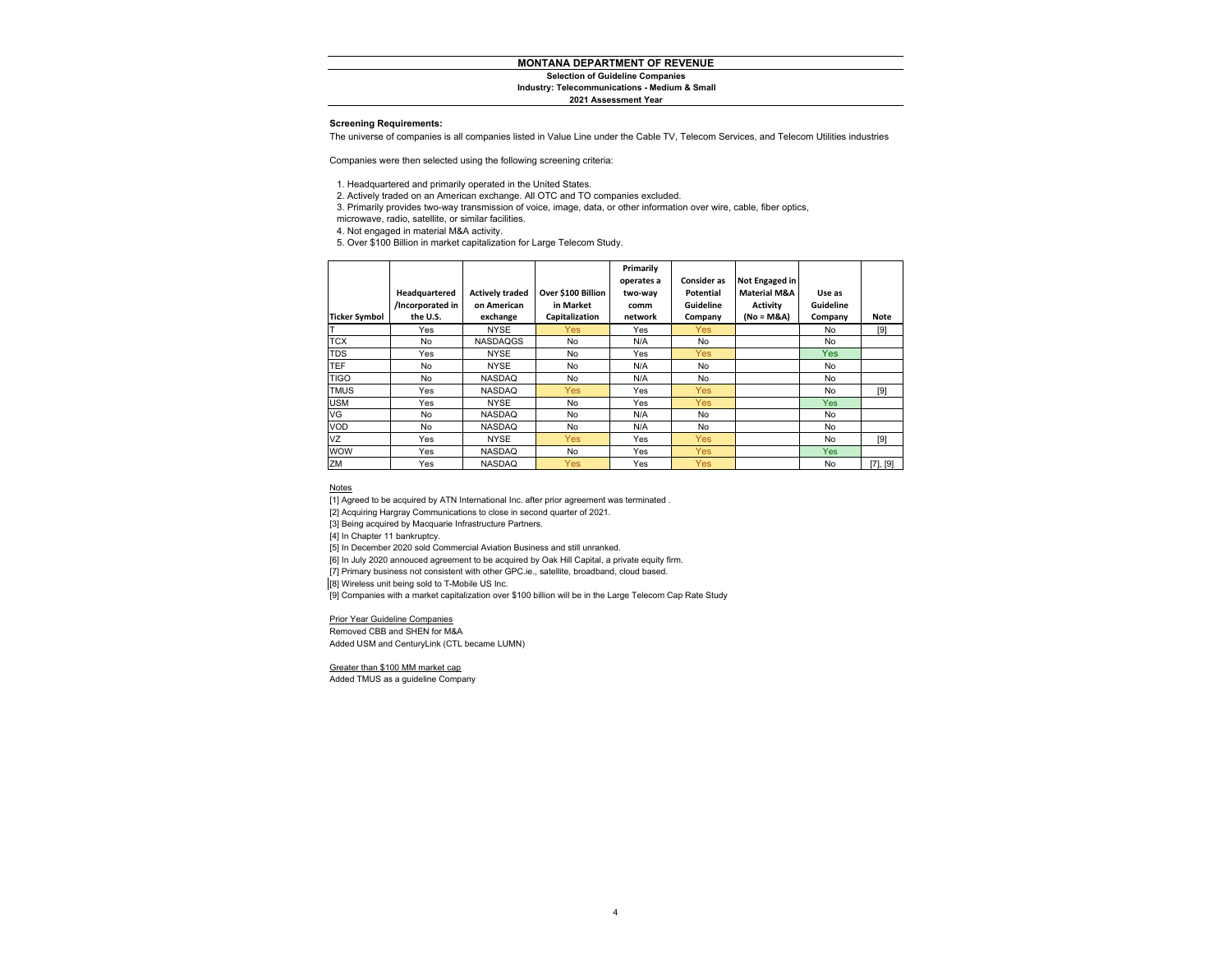# MONTANA DEPARTMENT OF REVENUE

**Selection of Guideline Companies**

**Industry: Telecommunications - Medium & Small**

**2021 Assessment Year**

**Screening Requirements:**

The universe of companies is all companies listed in Value Line under the Cable TV, Telecom Services, and Telecom Utilities industries

Companies were then selected using the following screening criteria:

1. Headquartered and primarily operated in the United States.
2. Actively traded on an American exchange. All OTC and TO companies excluded.
3. Primarily provides two-way transmission of voice, image, data, or other information over wire, cable, fiber optics, microwave, radio, satellite, or similar facilities.
4. Not engaged in material M&A activity.
5. Over $100 Billion in market capitalization for Large Telecom Study.

| Ticker Symbol | Headquartered /Incorporated in the U.S. | Actively traded on American exchange | Over $100 Billion in Market Capitalization | Primarily operates a two-way comm network | Consider as Potential Guideline Company | Not Engaged in Material M&A Activity (No = M&A) | Use as Guideline Company | Note |
|---|---|---|---|---|---|---|---|---|
| T | Yes | NYSE | Yes | Yes | Yes | | No | [9] |
| TCX | No | NASDAQGS | No | N/A | No | | No | |
| TDS | Yes | NYSE | No | Yes | Yes | | Yes | |
| TEF | No | NYSE | No | N/A | No | | No | |
| TIGO | No | NASDAQ | No | N/A | No | | No | |
| TMUS | Yes | NASDAQ | Yes | Yes | Yes | | No | [9] |
| USM | Yes | NYSE | No | Yes | Yes | | Yes | |
| VG | No | NASDAQ | No | N/A | No | | No | |
| VOD | No | NASDAQ | No | N/A | No | | No | |
| VZ | Yes | NYSE | Yes | Yes | Yes | | No | [9] |
| WOW | Yes | NASDAQ | No | Yes | Yes | | Yes | |
| ZM | Yes | NASDAQ | Yes | Yes | Yes | | No | [7], [9] |

Notes

[1] Agreed to be acquired by ATN International Inc. after prior agreement was terminated .

[2] Acquiring Hargray Communications to close in second quarter of 2021.

[3] Being acquired by Macquarie Infrastructure Partners.

[4] In Chapter 11 bankruptcy.

[5] In December 2020 sold Commercial Aviation Business and still unranked.

[6] In July 2020 annouced agreement to be acquired by Oak Hill Capital, a private equity firm.

[7] Primary business not consistent with other GPC.ie., satellite, broadband, cloud based.

[8] Wireless unit being sold to T-Mobile US Inc.

[9] Companies with a market capitalization over $100 billion will be in the Large Telecom Cap Rate Study

Prior Year Guideline Companies

Removed CBB and SHEN for M&A

Added USM and CenturyLink (CTL became LUMN)

Greater than $100 MM market cap

Added TMUS as a guideline Company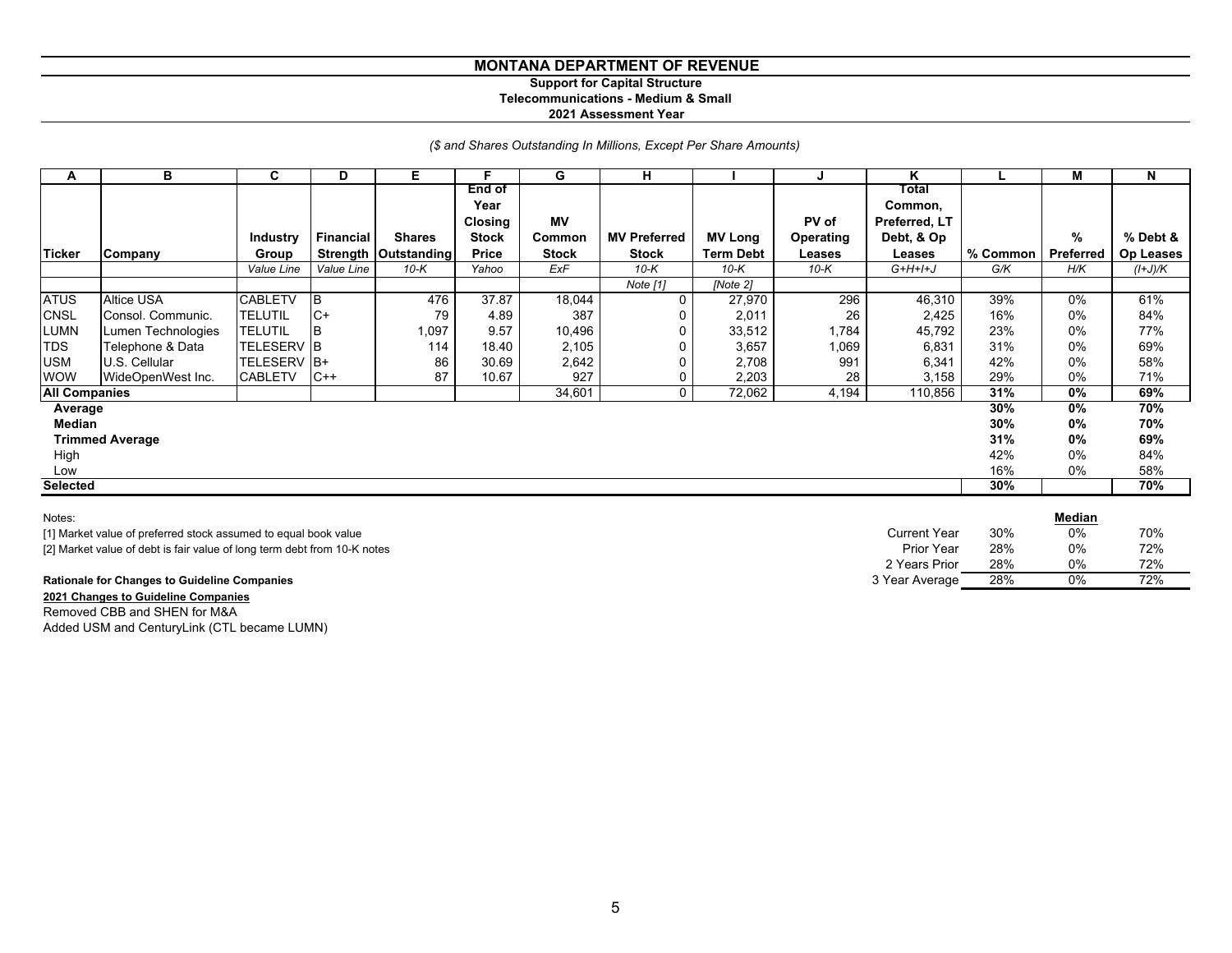# MONTANA DEPARTMENT OF REVENUE

**Support for Capital Structure**
**Telecommunications - Medium & Small**
**2021 Assessment Year**

*($ and Shares Outstanding In Millions, Except Per Share Amounts)*

| A | B | C | D | E | F | G | H | I | J | K | L | M | N |
|---|---|---|---|---|---|---|---|---|---|---|---|---|---|
| **Ticker** | **Company** | **Industry Group** | **Financial Strength** | **Shares Outstanding** | **End of Year Closing Stock Price** | **MV Common Stock** | **MV Preferred Stock** | **MV Long Term Debt** | **PV of Operating Leases** | **Total Common, Preferred, LT Debt, & Op Leases** | **% Common** | **% Preferred** | **% Debt & Op Leases** |
| | | *Value Line* | *Value Line* | *10-K* | *Yahoo* | *ExF* | *10-K* | *10-K* | *10-K* | *G+H+I+J* | *G/K* | *H/K* | *(I+J)/K* |
| | | | | | | | *Note [1]* | *[Note 2]* | | | | | |
| ATUS | Altice USA | CABLETV | B | 476 | 37.87 | 18,044 | 0 | 27,970 | 296 | 46,310 | 39% | 0% | 61% |
| CNSL | Consol. Communic. | TELUTIL | C+ | 79 | 4.89 | 387 | 0 | 2,011 | 26 | 2,425 | 16% | 0% | 84% |
| LUMN | Lumen Technologies | TELUTIL | B | 1,097 | 9.57 | 10,496 | 0 | 33,512 | 1,784 | 45,792 | 23% | 0% | 77% |
| TDS | Telephone & Data | TELESERV | B | 114 | 18.40 | 2,105 | 0 | 3,657 | 1,069 | 6,831 | 31% | 0% | 69% |
| USM | U.S. Cellular | TELESERV | B+ | 86 | 30.69 | 2,642 | 0 | 2,708 | 991 | 6,341 | 42% | 0% | 58% |
| WOW | WideOpenWest Inc. | CABLETV | C++ | 87 | 10.67 | 927 | 0 | 2,203 | 28 | 3,158 | 29% | 0% | 71% |
| **All Companies** | | | | | | 34,601 | 0 | 72,062 | 4,194 | 110,856 | **31%** | **0%** | **69%** |
| **Average** | | | | | | | | | | | **30%** | **0%** | **70%** |
| **Median** | | | | | | | | | | | **30%** | **0%** | **70%** |
| **Trimmed Average** | | | | | | | | | | | **31%** | **0%** | **69%** |
| High | | | | | | | | | | | 42% | 0% | 84% |
| Low | | | | | | | | | | | 16% | 0% | 58% |
| **Selected** | | | | | | | | | | | **30%** | | **70%** |

Notes:

[1] Market value of preferred stock assumed to equal book value

[2] Market value of debt is fair value of long term debt from 10-K notes

| | | Median | |
|---|---|---|---|
| Current Year | 30% | 0% | 70% |
| Prior Year | 28% | 0% | 72% |
| 2 Years Prior | 28% | 0% | 72% |
| 3 Year Average | 28% | 0% | 72% |

**Rationale for Changes to Guideline Companies**

**2021 Changes to Guideline Companies**

Removed CBB and SHEN for M&A

Added USM and CenturyLink (CTL became LUMN)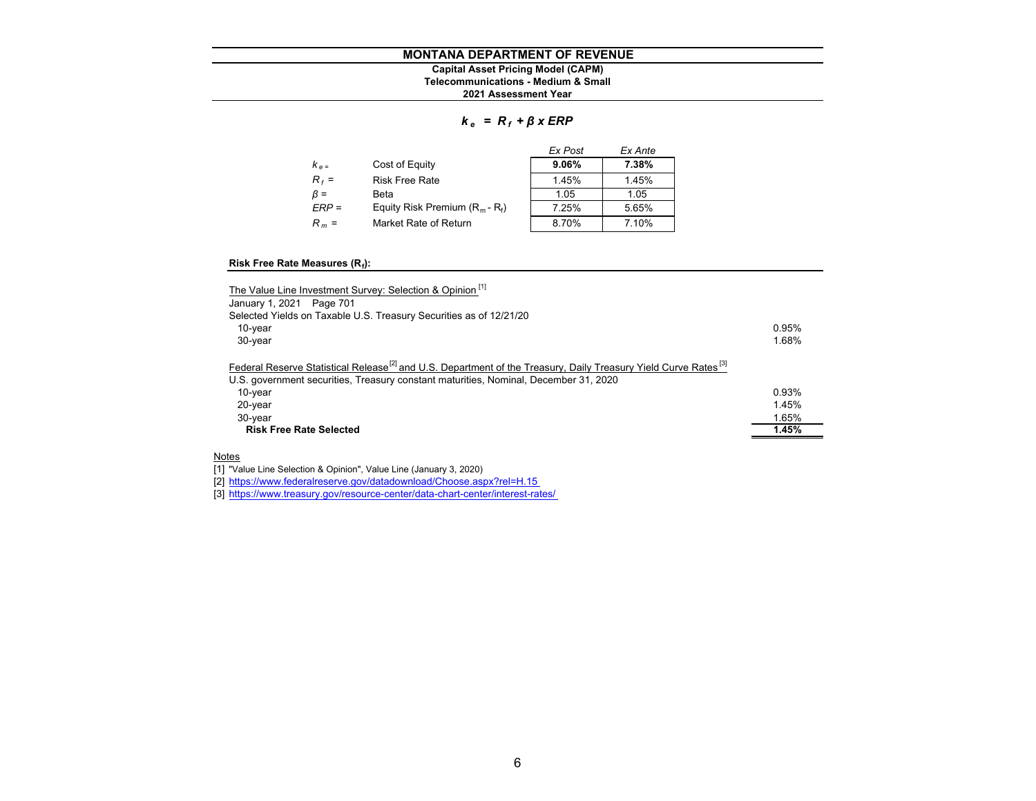# MONTANA DEPARTMENT OF REVENUE

**Capital Asset Pricing Model (CAPM)**
**Telecommunications - Medium & Small**
**2021 Assessment Year**

$$k_e = R_f + \beta \times ERP$$

| | | *Ex Post* | *Ex Ante* |
|---|---|---|---|
| $k_e$ = | Cost of Equity | **9.06%** | **7.38%** |
| $R_f$ = | Risk Free Rate | 1.45% | 1.45% |
| $\beta$ = | Beta | 1.05 | 1.05 |
| $ERP$ = | Equity Risk Premium ($R_m$ - $R_f$) | 7.25% | 5.65% |
| $R_m$ = | Market Rate of Return | 8.70% | 7.10% |

**Risk Free Rate Measures ($R_f$):**

| | |
|---|---|
| The Value Line Investment Survey: Selection & Opinion [1] | |
| January 1, 2021 Page 701 | |
| Selected Yields on Taxable U.S. Treasury Securities as of 12/21/20 | |
| 10-year | 0.95% |
| 30-year | 1.68% |
| | |
| Federal Reserve Statistical Release [2] and U.S. Department of the Treasury, Daily Treasury Yield Curve Rates [3] | |
| U.S. government securities, Treasury constant maturities, Nominal, December 31, 2020 | |
| 10-year | 0.93% |
| 20-year | 1.45% |
| 30-year | 1.65% |
| **Risk Free Rate Selected** | **1.45%** |

Notes

[1] "Value Line Selection & Opinion", Value Line (January 3, 2020)

[2] https://www.federalreserve.gov/datadownload/Choose.aspx?rel=H.15

[3] https://www.treasury.gov/resource-center/data-chart-center/interest-rates/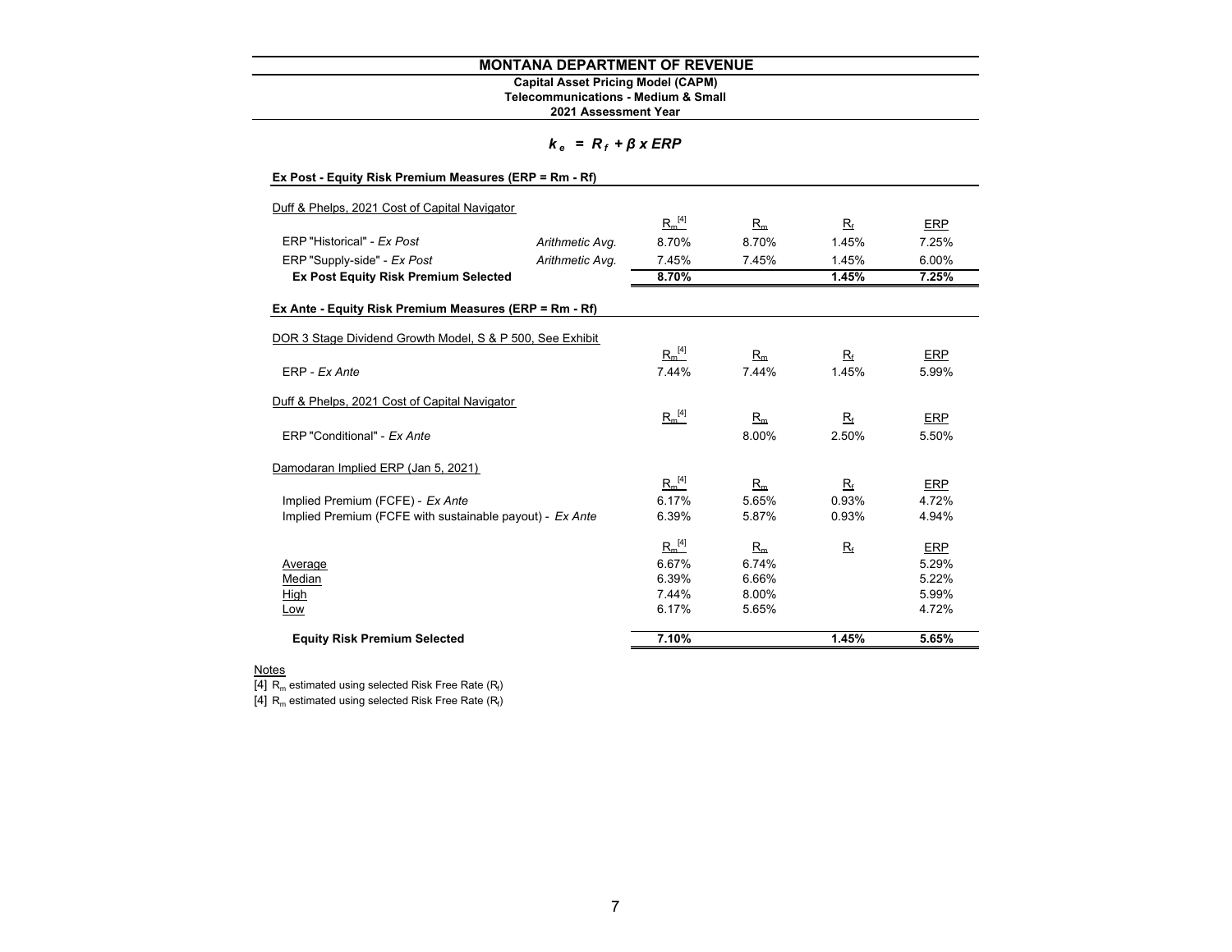# MONTANA DEPARTMENT OF REVENUE

**Capital Asset Pricing Model (CAPM)**
**Telecommunications - Medium & Small**
**2021 Assessment Year**

$$k_e = R_f + \beta \times ERP$$

**Ex Post - Equity Risk Premium Measures (ERP = Rm - Rf)**

Duff & Phelps, 2021 Cost of Capital Navigator

| | | $R_m$ [4] | $R_m$ | $R_f$ | ERP |
|---|---|---|---|---|---|
| ERP "Historical" - *Ex Post* | *Arithmetic Avg.* | 8.70% | 8.70% | 1.45% | 7.25% |
| ERP "Supply-side" - *Ex Post* | *Arithmetic Avg.* | 7.45% | 7.45% | 1.45% | 6.00% |
| **Ex Post Equity Risk Premium Selected** | | **8.70%** | | **1.45%** | **7.25%** |

**Ex Ante - Equity Risk Premium Measures (ERP = Rm - Rf)**

| | $R_m$ [4] | $R_m$ | $R_f$ | ERP |
|---|---|---|---|---|
| DOR 3 Stage Dividend Growth Model, S & P 500, See Exhibit | | | | |
| ERP - *Ex Ante* | 7.44% | 7.44% | 1.45% | 5.99% |
| Duff & Phelps, 2021 Cost of Capital Navigator | | | | |
| ERP "Conditional" - *Ex Ante* | | 8.00% | 2.50% | 5.50% |
| Damodaran Implied ERP (Jan 5, 2021) | | | | |
| Implied Premium (FCFE) - *Ex Ante* | 6.17% | 5.65% | 0.93% | 4.72% |
| Implied Premium (FCFE with sustainable payout) - *Ex Ante* | 6.39% | 5.87% | 0.93% | 4.94% |

| | $R_m$ [4] | $R_m$ | $R_f$ | ERP |
|---|---|---|---|---|
| Average | 6.67% | 6.74% | | 5.29% |
| Median | 6.39% | 6.66% | | 5.22% |
| High | 7.44% | 8.00% | | 5.99% |
| Low | 6.17% | 5.65% | | 4.72% |
| **Equity Risk Premium Selected** | **7.10%** | | **1.45%** | **5.65%** |

Notes

[4] $R_m$ estimated using selected Risk Free Rate ($R_f$)

[4] $R_m$ estimated using selected Risk Free Rate ($R_f$)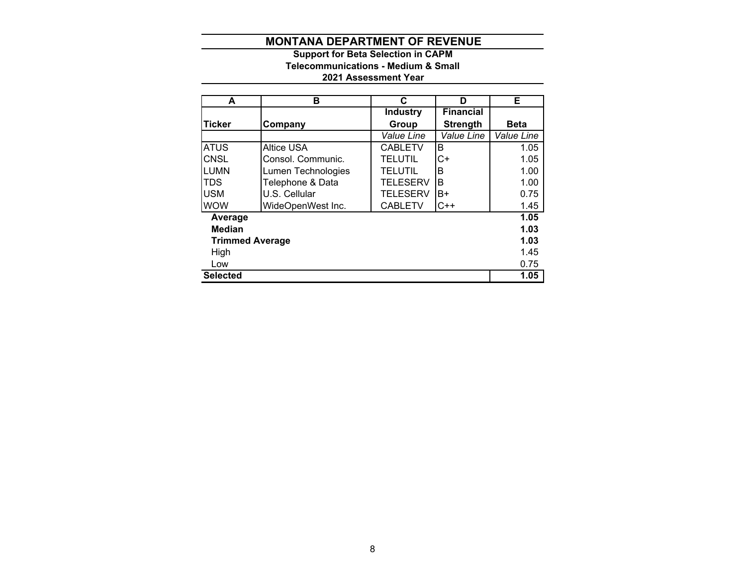# MONTANA DEPARTMENT OF REVENUE

**Support for Beta Selection in CAPM**

**Telecommunications - Medium & Small**

**2021 Assessment Year**

| A | B | C | D | E |
|---|---|---|---|---|
| **Ticker** | **Company** | **Industry Group** | **Financial Strength** | **Beta** |
| | | *Value Line* | *Value Line* | *Value Line* |
| ATUS | Altice USA | CABLETV | B | 1.05 |
| CNSL | Consol. Communic. | TELUTIL | C+ | 1.05 |
| LUMN | Lumen Technologies | TELUTIL | B | 1.00 |
| TDS | Telephone & Data | TELESERV | B | 1.00 |
| USM | U.S. Cellular | TELESERV | B+ | 0.75 |
| WOW | WideOpenWest Inc. | CABLETV | C++ | 1.45 |
| **Average** | | | | **1.05** |
| **Median** | | | | **1.03** |
| **Trimmed Average** | | | | **1.03** |
| High | | | | 1.45 |
| Low | | | | 0.75 |
| **Selected** | | | | **1.05** |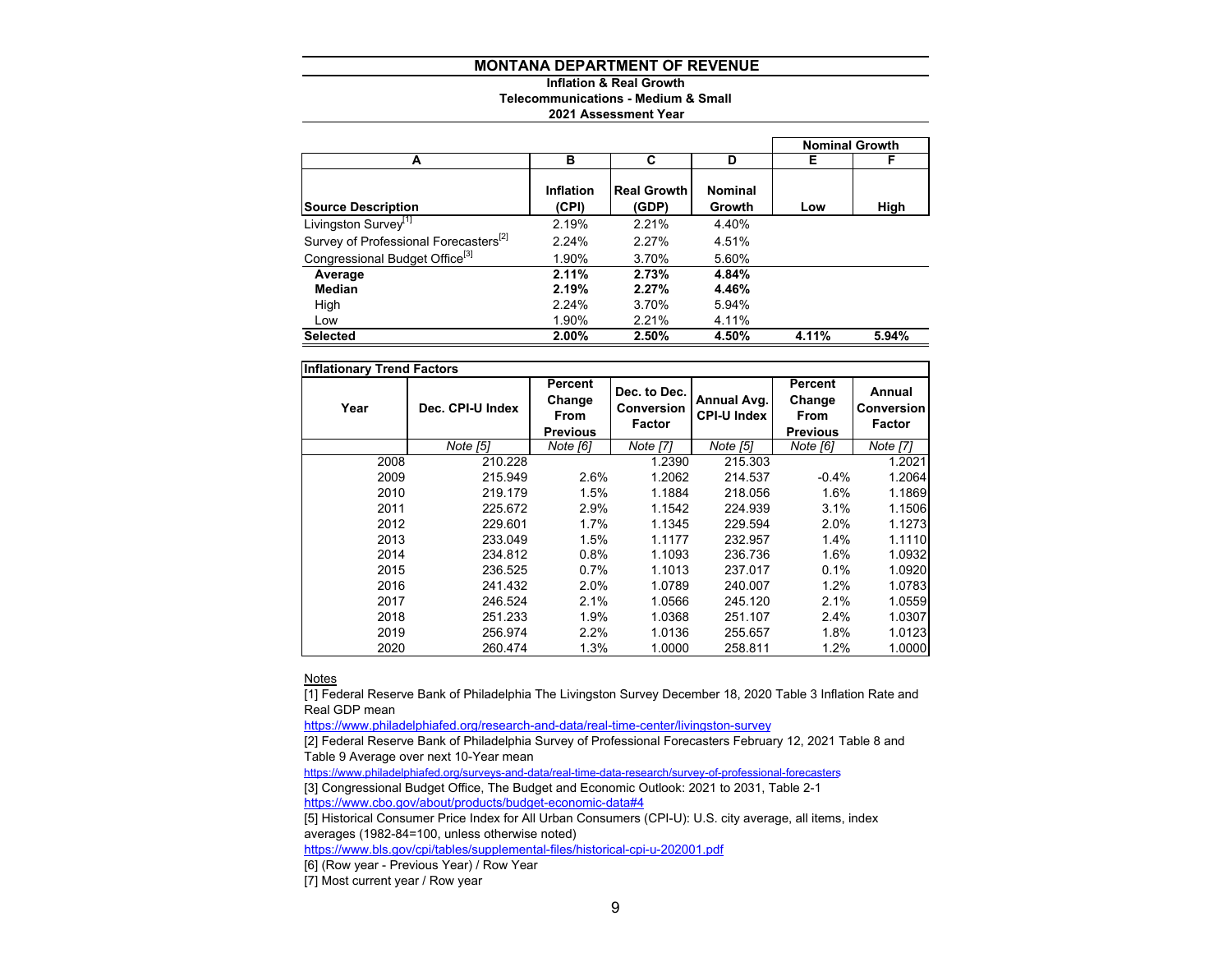# MONTANA DEPARTMENT OF REVENUE

**Inflation & Real Growth**
**Telecommunications - Medium & Small**
**2021 Assessment Year**

| A | B | C | D | E | F |
|---|---|---|---|---|---|
| | | | | Nominal Growth | |
| **Source Description** | **Inflation (CPI)** | **Real Growth (GDP)** | **Nominal Growth** | **Low** | **High** |
| Livingston Survey[1] | 2.19% | 2.21% | 4.40% | | |
| Survey of Professional Forecasters[2] | 2.24% | 2.27% | 4.51% | | |
| Congressional Budget Office[3] | 1.90% | 3.70% | 5.60% | | |
| **Average** | **2.11%** | **2.73%** | **4.84%** | | |
| **Median** | **2.19%** | **2.27%** | **4.46%** | | |
| High | 2.24% | 3.70% | 5.94% | | |
| Low | 1.90% | 2.21% | 4.11% | | |
| **Selected** | **2.00%** | **2.50%** | **4.50%** | **4.11%** | **5.94%** |

**Inflationary Trend Factors**

| Year | Dec. CPI-U Index | Percent Change From Previous | Dec. to Dec. Conversion Factor | Annual Avg. CPI-U Index | Percent Change From Previous | Annual Conversion Factor |
|---|---|---|---|---|---|---|
| | *Note [5]* | *Note [6]* | *Note [7]* | *Note [5]* | *Note [6]* | *Note [7]* |
| 2008 | 210.228 | | 1.2390 | 215.303 | | 1.2021 |
| 2009 | 215.949 | 2.6% | 1.2062 | 214.537 | -0.4% | 1.2064 |
| 2010 | 219.179 | 1.5% | 1.1884 | 218.056 | 1.6% | 1.1869 |
| 2011 | 225.672 | 2.9% | 1.1542 | 224.939 | 3.1% | 1.1506 |
| 2012 | 229.601 | 1.7% | 1.1345 | 229.594 | 2.0% | 1.1273 |
| 2013 | 233.049 | 1.5% | 1.1177 | 232.957 | 1.4% | 1.1110 |
| 2014 | 234.812 | 0.8% | 1.1093 | 236.736 | 1.6% | 1.0932 |
| 2015 | 236.525 | 0.7% | 1.1013 | 237.017 | 0.1% | 1.0920 |
| 2016 | 241.432 | 2.0% | 1.0789 | 240.007 | 1.2% | 1.0783 |
| 2017 | 246.524 | 2.1% | 1.0566 | 245.120 | 2.1% | 1.0559 |
| 2018 | 251.233 | 1.9% | 1.0368 | 251.107 | 2.4% | 1.0307 |
| 2019 | 256.974 | 2.2% | 1.0136 | 255.657 | 1.8% | 1.0123 |
| 2020 | 260.474 | 1.3% | 1.0000 | 258.811 | 1.2% | 1.0000 |

Notes

[1] Federal Reserve Bank of Philadelphia The Livingston Survey December 18, 2020 Table 3 Inflation Rate and Real GDP mean
https://www.philadelphiafed.org/research-and-data/real-time-center/livingston-survey

[2] Federal Reserve Bank of Philadelphia Survey of Professional Forecasters February 12, 2021 Table 8 and Table 9 Average over next 10-Year mean
https://www.philadelphiafed.org/surveys-and-data/real-time-data-research/survey-of-professional-forecasters

[3] Congressional Budget Office, The Budget and Economic Outlook: 2021 to 2031, Table 2-1
https://www.cbo.gov/about/products/budget-economic-data#4

[5] Historical Consumer Price Index for All Urban Consumers (CPI-U): U.S. city average, all items, index averages (1982-84=100, unless otherwise noted)
https://www.bls.gov/cpi/tables/supplemental-files/historical-cpi-u-202001.pdf

[6] (Row year - Previous Year) / Row Year

[7] Most current year / Row year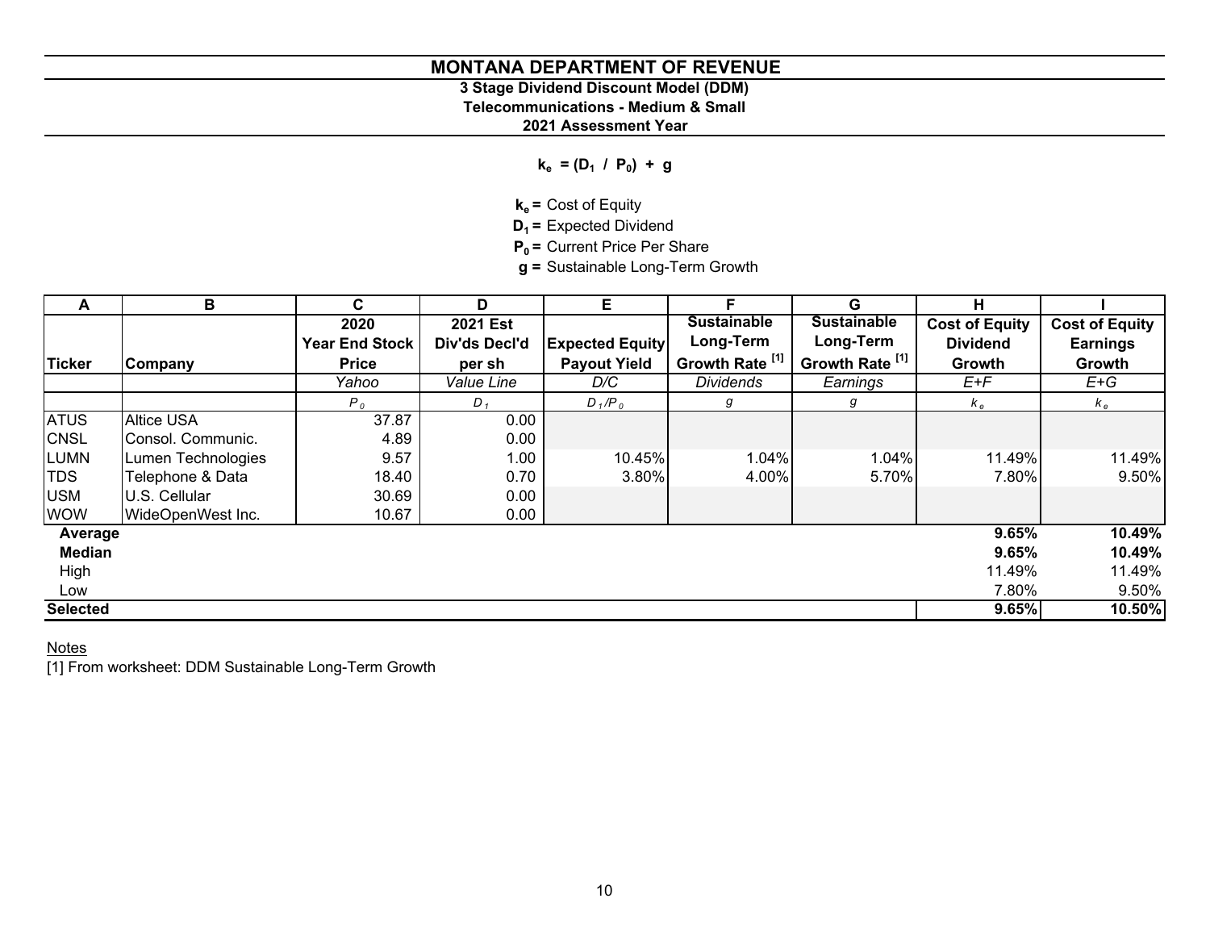# MONTANA DEPARTMENT OF REVENUE

## 3 Stage Dividend Discount Model (DDM)

### Telecommunications - Medium & Small

### 2021 Assessment Year

$$k_e = (D_1 \ / \ P_0) + g$$

**$k_e$ =** Cost of Equity
**$D_1$ =** Expected Dividend
**$P_0$ =** Current Price Per Share
**g =** Sustainable Long-Term Growth

| A | B | C | D | E | F | G | H | I |
|---|---|---|---|---|---|---|---|---|
| Ticker | Company | 2020 Year End Stock Price | 2021 Est Div'ds Decl'd per sh | Expected Equity Payout Yield | Sustainable Long-Term Growth Rate [1] | Sustainable Long-Term Growth Rate [1] | Cost of Equity Dividend Growth | Cost of Equity Earnings Growth |
| | | *Yahoo* | *Value Line* | *D/C* | *Dividends* | *Earnings* | *E+F* | *E+G* |
| | | $P_0$ | $D_1$ | $D_1/P_0$ | $g$ | $g$ | $k_e$ | $k_e$ |
| ATUS | Altice USA | 37.87 | 0.00 | | | | | |
| CNSL | Consol. Communic. | 4.89 | 0.00 | | | | | |
| LUMN | Lumen Technologies | 9.57 | 1.00 | 10.45% | 1.04% | 1.04% | 11.49% | 11.49% |
| TDS | Telephone & Data | 18.40 | 0.70 | 3.80% | 4.00% | 5.70% | 7.80% | 9.50% |
| USM | U.S. Cellular | 30.69 | 0.00 | | | | | |
| WOW | WideOpenWest Inc. | 10.67 | 0.00 | | | | | |
| **Average** | | | | | | | **9.65%** | **10.49%** |
| **Median** | | | | | | | **9.65%** | **10.49%** |
| High | | | | | | | 11.49% | 11.49% |
| Low | | | | | | | 7.80% | 9.50% |
| **Selected** | | | | | | | **9.65%** | **10.50%** |

Notes
[1] From worksheet: DDM Sustainable Long-Term Growth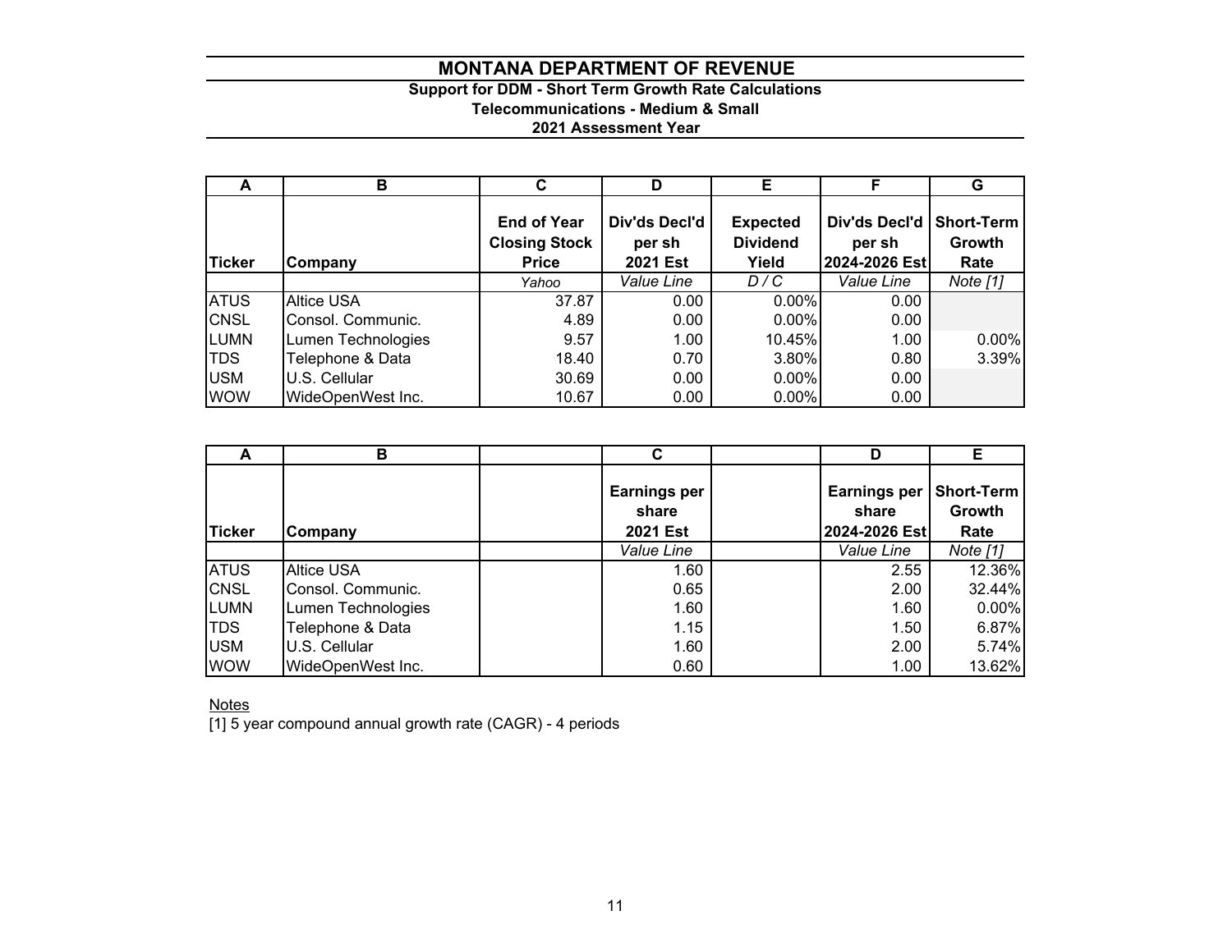# MONTANA DEPARTMENT OF REVENUE

### Support for DDM - Short Term Growth Rate Calculations
### Telecommunications - Medium & Small
### 2021 Assessment Year

| A | B | C | D | E | F | G |
|---|---|---|---|---|---|---|
| **Ticker** | **Company** | **End of Year Closing Stock Price** | **Div'ds Decl'd per sh 2021 Est** | **Expected Dividend Yield** | **Div'ds Decl'd per sh 2024-2026 Est** | **Short-Term Growth Rate** |
| | | *Yahoo* | *Value Line* | *D / C* | *Value Line* | *Note [1]* |
| ATUS | Altice USA | 37.87 | 0.00 | 0.00% | 0.00 | |
| CNSL | Consol. Communic. | 4.89 | 0.00 | 0.00% | 0.00 | |
| LUMN | Lumen Technologies | 9.57 | 1.00 | 10.45% | 1.00 | 0.00% |
| TDS | Telephone & Data | 18.40 | 0.70 | 3.80% | 0.80 | 3.39% |
| USM | U.S. Cellular | 30.69 | 0.00 | 0.00% | 0.00 | |
| WOW | WideOpenWest Inc. | 10.67 | 0.00 | 0.00% | 0.00 | |

| A | B | | C | | D | E |
|---|---|---|---|---|---|---|
| **Ticker** | **Company** | | **Earnings per share 2021 Est** | | **Earnings per share 2024-2026 Est** | **Short-Term Growth Rate** |
| | | | *Value Line* | | *Value Line* | *Note [1]* |
| ATUS | Altice USA | | 1.60 | | 2.55 | 12.36% |
| CNSL | Consol. Communic. | | 0.65 | | 2.00 | 32.44% |
| LUMN | Lumen Technologies | | 1.60 | | 1.60 | 0.00% |
| TDS | Telephone & Data | | 1.15 | | 1.50 | 6.87% |
| USM | U.S. Cellular | | 1.60 | | 2.00 | 5.74% |
| WOW | WideOpenWest Inc. | | 0.60 | | 1.00 | 13.62% |

Notes

[1] 5 year compound annual growth rate (CAGR) - 4 periods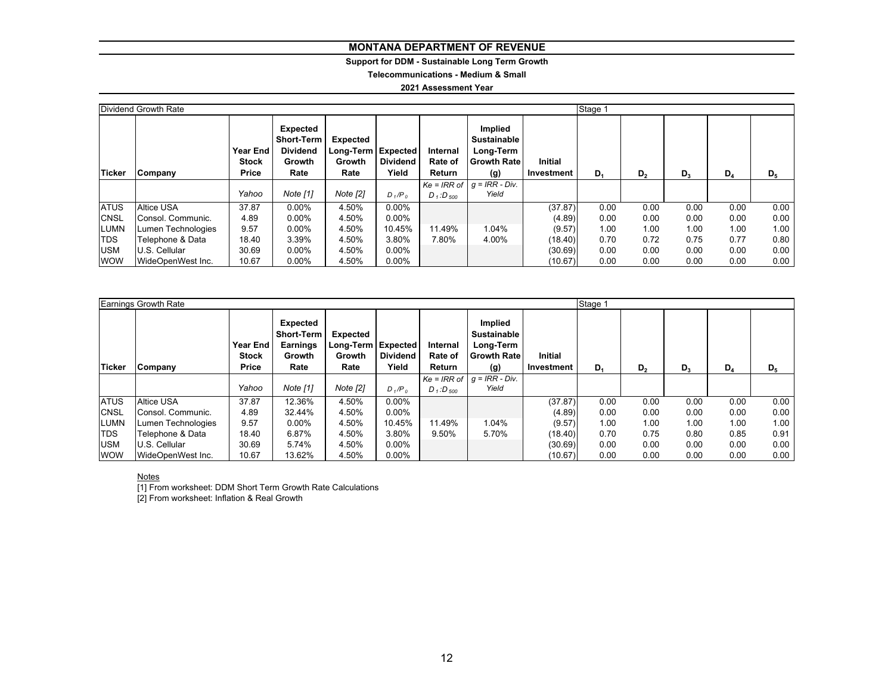# MONTANA DEPARTMENT OF REVENUE

**Support for DDM - Sustainable Long Term Growth**

**Telecommunications - Medium & Small**

**2021 Assessment Year**

| Dividend Growth Rate | | | | | | | | | Stage 1 | | | | |
|---|---|---|---|---|---|---|---|---|---|---|---|---|---|
| **Ticker** | **Company** | **Year End Stock Price** | **Expected Short-Term Dividend Growth Rate** | **Expected Long-Term Growth Rate** | **Expected Dividend Yield** | **Internal Rate of Return** | **Implied Sustainable Long-Term Growth Rate (g)** | **Initial Investment** | **$D_1$** | **$D_2$** | **$D_3$** | **$D_4$** | **$D_5$** |
| | | *Yahoo* | *Note [1]* | *Note [2]* | $D_1/P_0$ | *Ke = IRR of* $D_1:D_{500}$ | *g = IRR - Div. Yield* | | | | | | |
| ATUS | Altice USA | 37.87 | 0.00% | 4.50% | 0.00% | | | (37.87) | 0.00 | 0.00 | 0.00 | 0.00 | 0.00 |
| CNSL | Consol. Communic. | 4.89 | 0.00% | 4.50% | 0.00% | | | (4.89) | 0.00 | 0.00 | 0.00 | 0.00 | 0.00 |
| LUMN | Lumen Technologies | 9.57 | 0.00% | 4.50% | 10.45% | 11.49% | 1.04% | (9.57) | 1.00 | 1.00 | 1.00 | 1.00 | 1.00 |
| TDS | Telephone & Data | 18.40 | 3.39% | 4.50% | 3.80% | 7.80% | 4.00% | (18.40) | 0.70 | 0.72 | 0.75 | 0.77 | 0.80 |
| USM | U.S. Cellular | 30.69 | 0.00% | 4.50% | 0.00% | | | (30.69) | 0.00 | 0.00 | 0.00 | 0.00 | 0.00 |
| WOW | WideOpenWest Inc. | 10.67 | 0.00% | 4.50% | 0.00% | | | (10.67) | 0.00 | 0.00 | 0.00 | 0.00 | 0.00 |

| Earnings Growth Rate | | | | | | | | | Stage 1 | | | | |
|---|---|---|---|---|---|---|---|---|---|---|---|---|---|
| **Ticker** | **Company** | **Year End Stock Price** | **Expected Short-Term Earnings Growth Rate** | **Expected Long-Term Growth Rate** | **Expected Dividend Yield** | **Internal Rate of Return** | **Implied Sustainable Long-Term Growth Rate (g)** | **Initial Investment** | **$D_1$** | **$D_2$** | **$D_3$** | **$D_4$** | **$D_5$** |
| | | *Yahoo* | *Note [1]* | *Note [2]* | $D_1/P_0$ | *Ke = IRR of* $D_1:D_{500}$ | *g = IRR - Div. Yield* | | | | | | |
| ATUS | Altice USA | 37.87 | 12.36% | 4.50% | 0.00% | | | (37.87) | 0.00 | 0.00 | 0.00 | 0.00 | 0.00 |
| CNSL | Consol. Communic. | 4.89 | 32.44% | 4.50% | 0.00% | | | (4.89) | 0.00 | 0.00 | 0.00 | 0.00 | 0.00 |
| LUMN | Lumen Technologies | 9.57 | 0.00% | 4.50% | 10.45% | 11.49% | 1.04% | (9.57) | 1.00 | 1.00 | 1.00 | 1.00 | 1.00 |
| TDS | Telephone & Data | 18.40 | 6.87% | 4.50% | 3.80% | 9.50% | 5.70% | (18.40) | 0.70 | 0.75 | 0.80 | 0.85 | 0.91 |
| USM | U.S. Cellular | 30.69 | 5.74% | 4.50% | 0.00% | | | (30.69) | 0.00 | 0.00 | 0.00 | 0.00 | 0.00 |
| WOW | WideOpenWest Inc. | 10.67 | 13.62% | 4.50% | 0.00% | | | (10.67) | 0.00 | 0.00 | 0.00 | 0.00 | 0.00 |

Notes

[1] From worksheet: DDM Short Term Growth Rate Calculations

[2] From worksheet: Inflation & Real Growth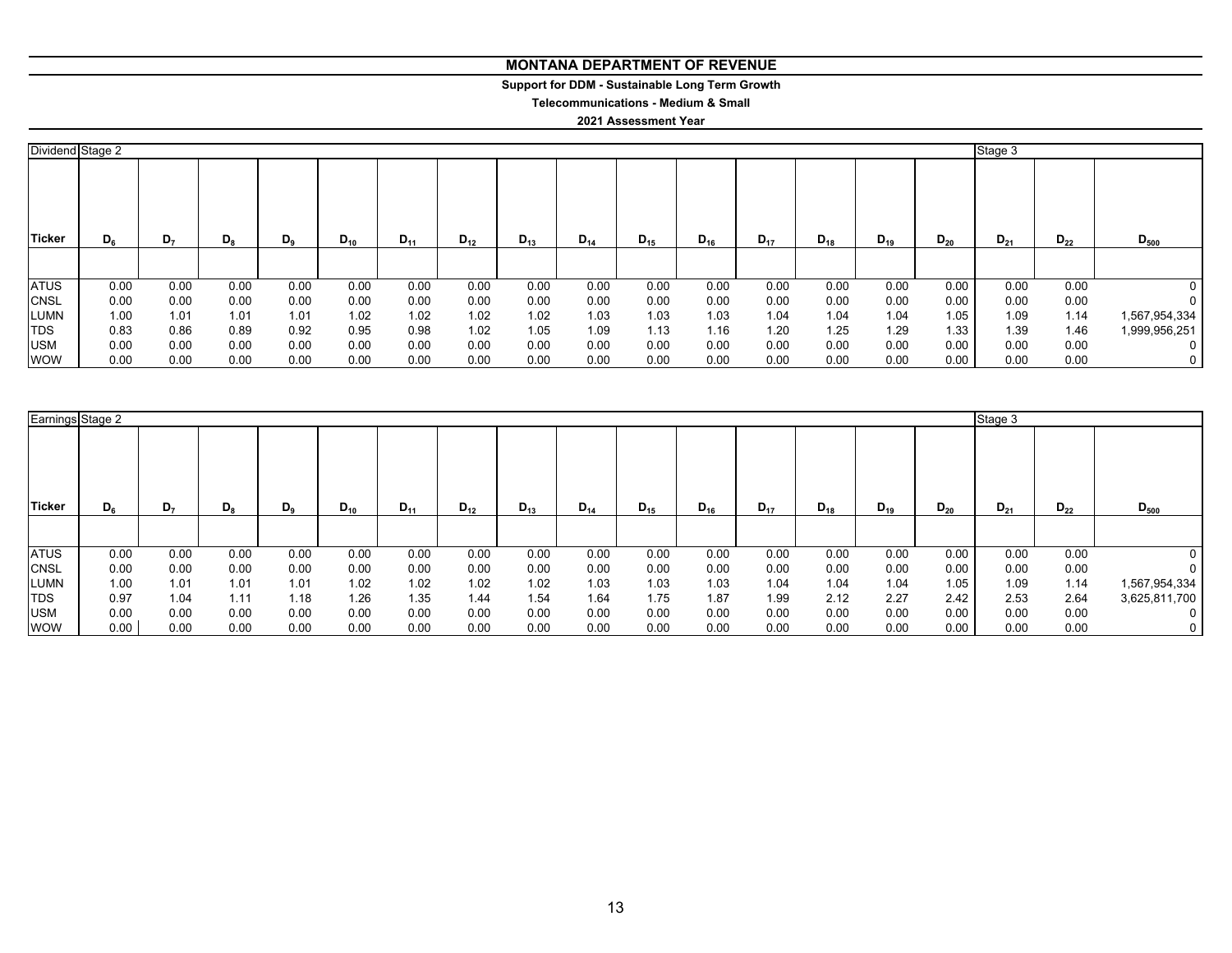# MONTANA DEPARTMENT OF REVENUE

**Support for DDM - Sustainable Long Term Growth**

**Telecommunications - Medium & Small**

**2021 Assessment Year**

| Dividend | Stage 2 | | | | | | | | | | | | | | | Stage 3 | | |
|---|---|---|---|---|---|---|---|---|---|---|---|---|---|---|---|---|---|---|
| **Ticker** | $D_6$ | $D_7$ | $D_8$ | $D_9$ | $D_{10}$ | $D_{11}$ | $D_{12}$ | $D_{13}$ | $D_{14}$ | $D_{15}$ | $D_{16}$ | $D_{17}$ | $D_{18}$ | $D_{19}$ | $D_{20}$ | $D_{21}$ | $D_{22}$ | $D_{500}$ |
| ATUS | 0.00 | 0.00 | 0.00 | 0.00 | 0.00 | 0.00 | 0.00 | 0.00 | 0.00 | 0.00 | 0.00 | 0.00 | 0.00 | 0.00 | 0.00 | 0.00 | 0.00 | 0 |
| CNSL | 0.00 | 0.00 | 0.00 | 0.00 | 0.00 | 0.00 | 0.00 | 0.00 | 0.00 | 0.00 | 0.00 | 0.00 | 0.00 | 0.00 | 0.00 | 0.00 | 0.00 | 0 |
| LUMN | 1.00 | 1.01 | 1.01 | 1.01 | 1.02 | 1.02 | 1.02 | 1.02 | 1.03 | 1.03 | 1.03 | 1.04 | 1.04 | 1.04 | 1.05 | 1.09 | 1.14 | 1,567,954,334 |
| TDS | 0.83 | 0.86 | 0.89 | 0.92 | 0.95 | 0.98 | 1.02 | 1.05 | 1.09 | 1.13 | 1.16 | 1.20 | 1.25 | 1.29 | 1.33 | 1.39 | 1.46 | 1,999,956,251 |
| USM | 0.00 | 0.00 | 0.00 | 0.00 | 0.00 | 0.00 | 0.00 | 0.00 | 0.00 | 0.00 | 0.00 | 0.00 | 0.00 | 0.00 | 0.00 | 0.00 | 0.00 | 0 |
| WOW | 0.00 | 0.00 | 0.00 | 0.00 | 0.00 | 0.00 | 0.00 | 0.00 | 0.00 | 0.00 | 0.00 | 0.00 | 0.00 | 0.00 | 0.00 | 0.00 | 0.00 | 0 |

| Earnings | Stage 2 | | | | | | | | | | | | | | | Stage 3 | | |
|---|---|---|---|---|---|---|---|---|---|---|---|---|---|---|---|---|---|---|
| **Ticker** | $D_6$ | $D_7$ | $D_8$ | $D_9$ | $D_{10}$ | $D_{11}$ | $D_{12}$ | $D_{13}$ | $D_{14}$ | $D_{15}$ | $D_{16}$ | $D_{17}$ | $D_{18}$ | $D_{19}$ | $D_{20}$ | $D_{21}$ | $D_{22}$ | $D_{500}$ |
| ATUS | 0.00 | 0.00 | 0.00 | 0.00 | 0.00 | 0.00 | 0.00 | 0.00 | 0.00 | 0.00 | 0.00 | 0.00 | 0.00 | 0.00 | 0.00 | 0.00 | 0.00 | 0 |
| CNSL | 0.00 | 0.00 | 0.00 | 0.00 | 0.00 | 0.00 | 0.00 | 0.00 | 0.00 | 0.00 | 0.00 | 0.00 | 0.00 | 0.00 | 0.00 | 0.00 | 0.00 | 0 |
| LUMN | 1.00 | 1.01 | 1.01 | 1.01 | 1.02 | 1.02 | 1.02 | 1.02 | 1.03 | 1.03 | 1.03 | 1.04 | 1.04 | 1.04 | 1.05 | 1.09 | 1.14 | 1,567,954,334 |
| TDS | 0.97 | 1.04 | 1.11 | 1.18 | 1.26 | 1.35 | 1.44 | 1.54 | 1.64 | 1.75 | 1.87 | 1.99 | 2.12 | 2.27 | 2.42 | 2.53 | 2.64 | 3,625,811,700 |
| USM | 0.00 | 0.00 | 0.00 | 0.00 | 0.00 | 0.00 | 0.00 | 0.00 | 0.00 | 0.00 | 0.00 | 0.00 | 0.00 | 0.00 | 0.00 | 0.00 | 0.00 | 0 |
| WOW | 0.00 | 0.00 | 0.00 | 0.00 | 0.00 | 0.00 | 0.00 | 0.00 | 0.00 | 0.00 | 0.00 | 0.00 | 0.00 | 0.00 | 0.00 | 0.00 | 0.00 | 0 |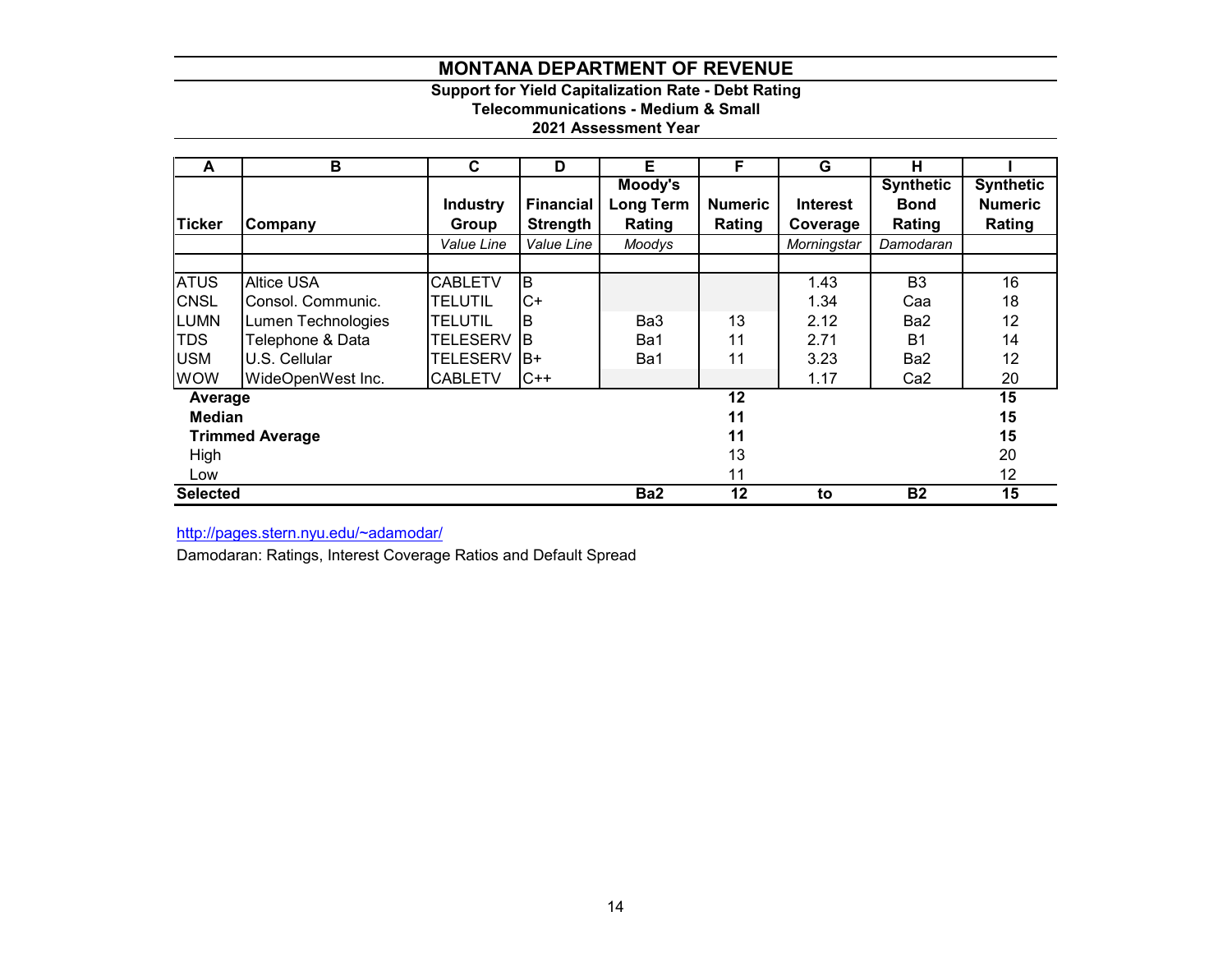# MONTANA DEPARTMENT OF REVENUE

**Support for Yield Capitalization Rate - Debt Rating**
**Telecommunications - Medium & Small**
**2021 Assessment Year**

| A | B | C | D | E | F | G | H | I |
|---|---|---|---|---|---|---|---|---|
| **Ticker** | **Company** | **Industry Group** | **Financial Strength** | **Moody's Long Term Rating** | **Numeric Rating** | **Interest Coverage** | **Synthetic Bond Rating** | **Synthetic Numeric Rating** |
| | | *Value Line* | *Value Line* | *Moodys* | | *Morningstar* | *Damodaran* | |
| ATUS | Altice USA | CABLETV | B | | | 1.43 | B3 | 16 |
| CNSL | Consol. Communic. | TELUTIL | C+ | | | 1.34 | Caa | 18 |
| LUMN | Lumen Technologies | TELUTIL | B | Ba3 | 13 | 2.12 | Ba2 | 12 |
| TDS | Telephone & Data | TELESERV | B | Ba1 | 11 | 2.71 | B1 | 14 |
| USM | U.S. Cellular | TELESERV | B+ | Ba1 | 11 | 3.23 | Ba2 | 12 |
| WOW | WideOpenWest Inc. | CABLETV | C++ | | | 1.17 | Ca2 | 20 |
| **Average** | | | | | **12** | | | **15** |
| **Median** | | | | | **11** | | | **15** |
| **Trimmed Average** | | | | | **11** | | | **15** |
| High | | | | | 13 | | | 20 |
| Low | | | | | 11 | | | 12 |
| **Selected** | | | | **Ba2** | **12** | **to** | **B2** | **15** |

http://pages.stern.nyu.edu/~adamodar/

Damodaran: Ratings, Interest Coverage Ratios and Default Spread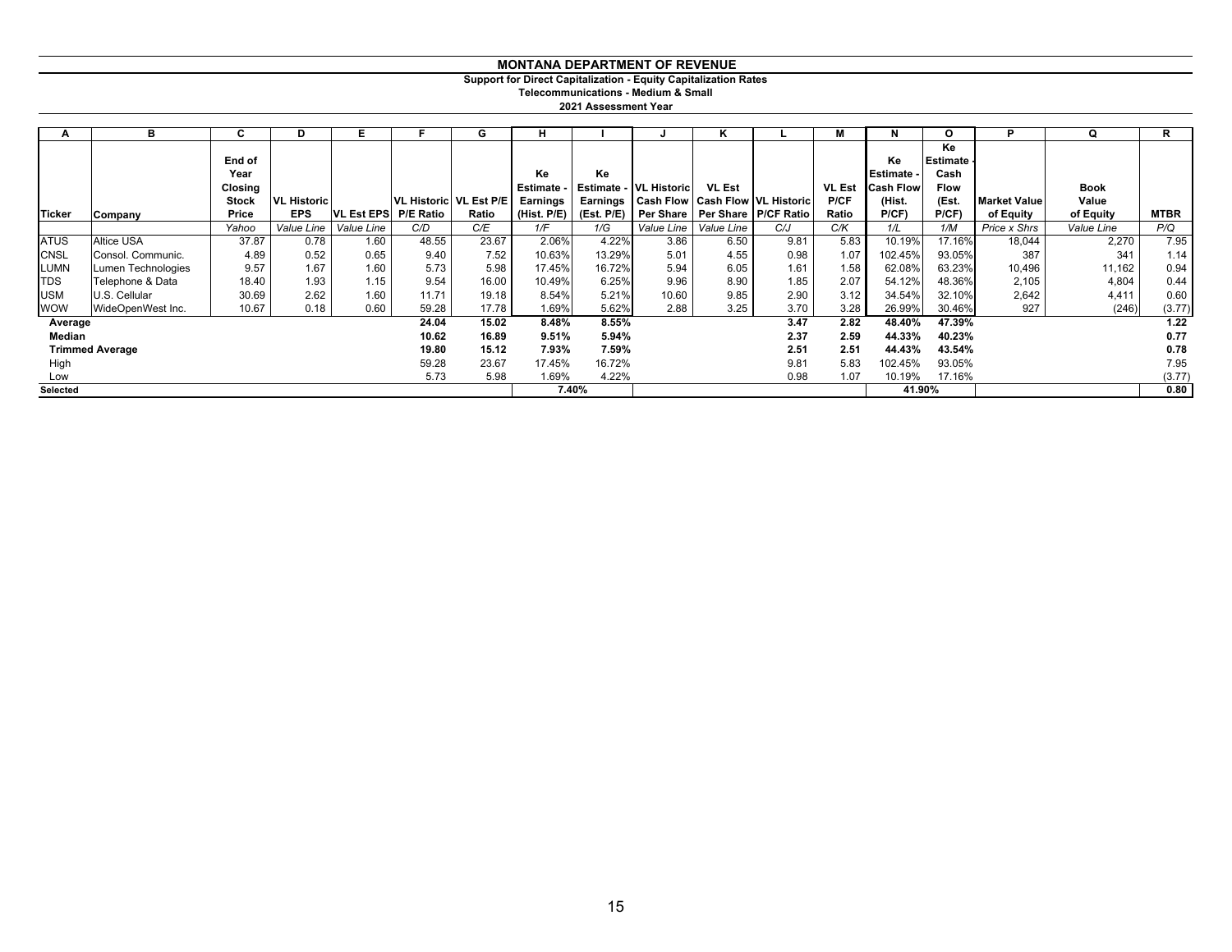# MONTANA DEPARTMENT OF REVENUE

## Support for Direct Capitalization - Equity Capitalization Rates

### Telecommunications - Medium & Small

### 2021 Assessment Year

| A | B | C | D | E | F | G | H | I | J | K | L | M | N | O | P | Q | R |
|---|---|---|---|---|---|---|---|---|---|---|---|---|---|---|---|---|---|
| Ticker | Company | End of Year Closing Stock Price | VL Historic EPS | VL Est EPS | VL Historic P/E Ratio | VL Est P/E Ratio | Ke Estimate - Earnings (Hist. P/E) | Ke Estimate - Earnings (Est. P/E) | VL Historic Cash Flow Per Share | VL Est Cash Flow Per Share | VL Historic P/CF Ratio | VL Est P/CF Ratio | Ke Estimate - Cash Flow (Hist. P/CF) | Ke Estimate - Cash Flow (Est. P/CF) | Market Value of Equity | Book Value of Equity | MTBR |
| | | *Yahoo* | *Value Line* | *Value Line* | *C/D* | *C/E* | *1/F* | *1/G* | *Value Line* | *Value Line* | *C/J* | *C/K* | *1/L* | *1/M* | *Price x Shrs* | *Value Line* | *P/Q* |
| ATUS | Altice USA | 37.87 | 0.78 | 1.60 | 48.55 | 23.67 | 2.06% | 4.22% | 3.86 | 6.50 | 9.81 | 5.83 | 10.19% | 17.16% | 18,044 | 2,270 | 7.95 |
| CNSL | Consol. Communic. | 4.89 | 0.52 | 0.65 | 9.40 | 7.52 | 10.63% | 13.29% | 5.01 | 4.55 | 0.98 | 1.07 | 102.45% | 93.05% | 387 | 341 | 1.14 |
| LUMN | Lumen Technologies | 9.57 | 1.67 | 1.60 | 5.73 | 5.98 | 17.45% | 16.72% | 5.94 | 6.05 | 1.61 | 1.58 | 62.08% | 63.23% | 10,496 | 11,162 | 0.94 |
| TDS | Telephone & Data | 18.40 | 1.93 | 1.15 | 9.54 | 16.00 | 10.49% | 6.25% | 9.96 | 8.90 | 1.85 | 2.07 | 54.12% | 48.36% | 2,105 | 4,804 | 0.44 |
| USM | U.S. Cellular | 30.69 | 2.62 | 1.60 | 11.71 | 19.18 | 8.54% | 5.21% | 10.60 | 9.85 | 2.90 | 3.12 | 34.54% | 32.10% | 2,642 | 4,411 | 0.60 |
| WOW | WideOpenWest Inc. | 10.67 | 0.18 | 0.60 | 59.28 | 17.78 | 1.69% | 5.62% | 2.88 | 3.25 | 3.70 | 3.28 | 26.99% | 30.46% | 927 | (246) | (3.77) |
| **Average** | | | | | **24.04** | **15.02** | **8.48%** | **8.55%** | | | **3.47** | **2.82** | **48.40%** | **47.39%** | | | **1.22** |
| **Median** | | | | | **10.62** | **16.89** | **9.51%** | **5.94%** | | | **2.37** | **2.59** | **44.33%** | **40.23%** | | | **0.77** |
| **Trimmed Average** | | | | | **19.80** | **15.12** | **7.93%** | **7.59%** | | | **2.51** | **2.51** | **44.43%** | **43.54%** | | | **0.78** |
| High | | | | | 59.28 | 23.67 | 17.45% | 16.72% | | | 9.81 | 5.83 | 102.45% | 93.05% | | | 7.95 |
| Low | | | | | 5.73 | 5.98 | 1.69% | 4.22% | | | 0.98 | 1.07 | 10.19% | 17.16% | | | (3.77) |
| **Selected** | | | | | | | 7.40% | | | | | | 41.90% | | | | **0.80** |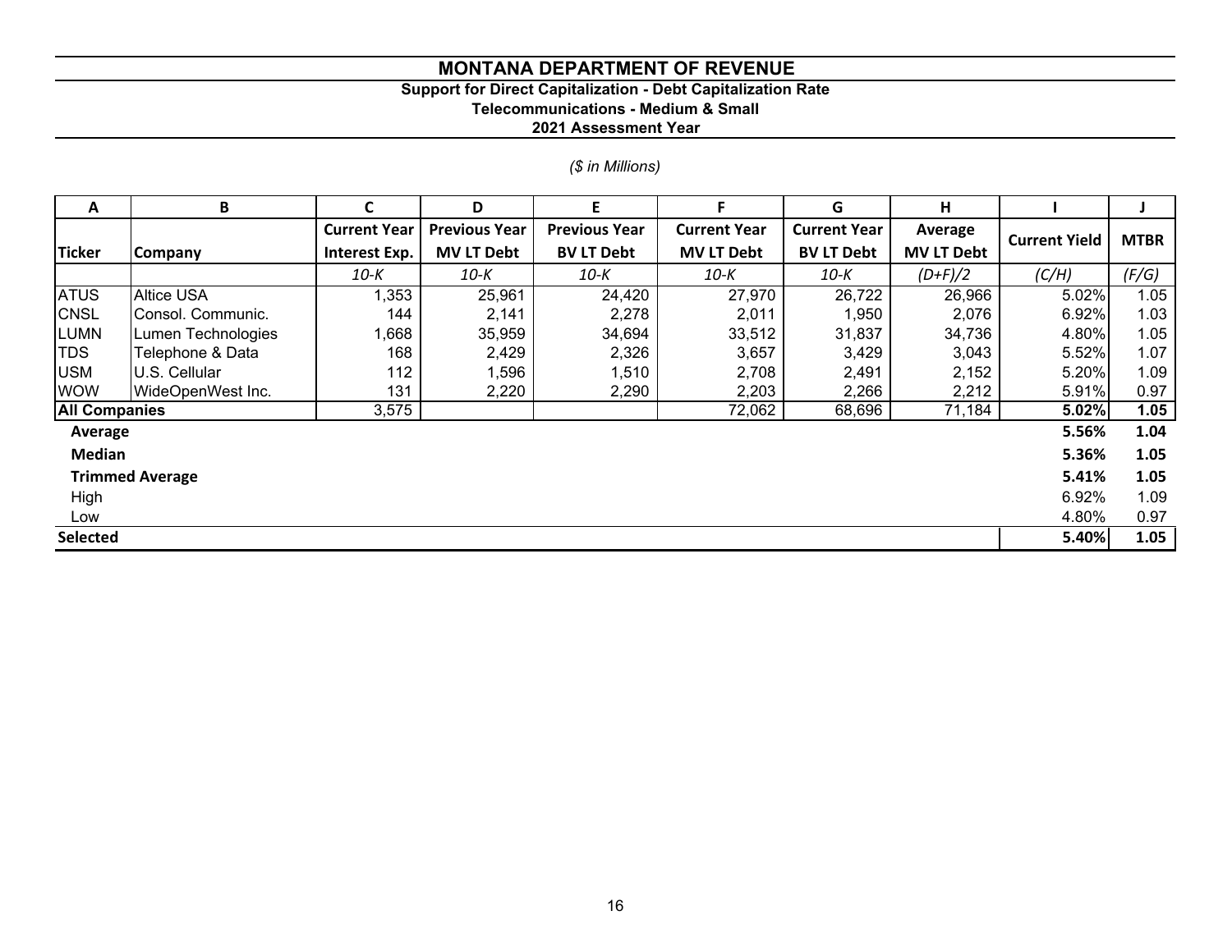# MONTANA DEPARTMENT OF REVENUE

### Support for Direct Capitalization - Debt Capitalization Rate
### Telecommunications - Medium & Small
### 2021 Assessment Year

*($ in Millions)*

| A | B | C | D | E | F | G | H | I | J |
|---|---|---|---|---|---|---|---|---|---|
| **Ticker** | **Company** | **Current Year Interest Exp.** | **Previous Year MV LT Debt** | **Previous Year BV LT Debt** | **Current Year MV LT Debt** | **Current Year BV LT Debt** | **Average MV LT Debt** | **Current Yield** | **MTBR** |
| | | *10-K* | *10-K* | *10-K* | *10-K* | *10-K* | *(D+F)/2* | *(C/H)* | *(F/G)* |
| ATUS | Altice USA | 1,353 | 25,961 | 24,420 | 27,970 | 26,722 | 26,966 | 5.02% | 1.05 |
| CNSL | Consol. Communic. | 144 | 2,141 | 2,278 | 2,011 | 1,950 | 2,076 | 6.92% | 1.03 |
| LUMN | Lumen Technologies | 1,668 | 35,959 | 34,694 | 33,512 | 31,837 | 34,736 | 4.80% | 1.05 |
| TDS | Telephone & Data | 168 | 2,429 | 2,326 | 3,657 | 3,429 | 3,043 | 5.52% | 1.07 |
| USM | U.S. Cellular | 112 | 1,596 | 1,510 | 2,708 | 2,491 | 2,152 | 5.20% | 1.09 |
| WOW | WideOpenWest Inc. | 131 | 2,220 | 2,290 | 2,203 | 2,266 | 2,212 | 5.91% | 0.97 |
| **All Companies** | | 3,575 | | | 72,062 | 68,696 | 71,184 | **5.02%** | **1.05** |
| **Average** | | | | | | | | **5.56%** | **1.04** |
| **Median** | | | | | | | | **5.36%** | **1.05** |
| **Trimmed Average** | | | | | | | | **5.41%** | **1.05** |
| High | | | | | | | | 6.92% | 1.09 |
| Low | | | | | | | | 4.80% | 0.97 |
| **Selected** | | | | | | | | **5.40%** | **1.05** |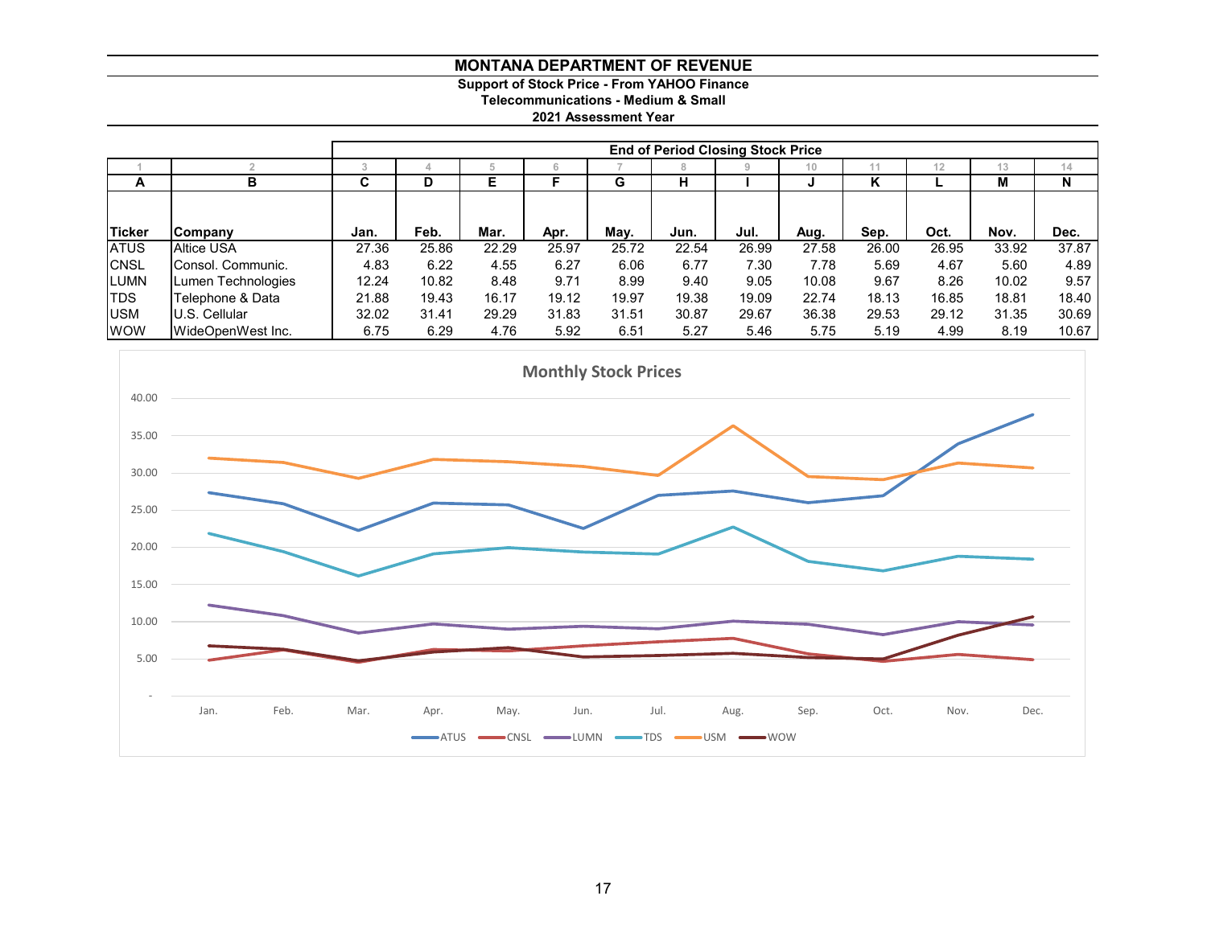# MONTANA DEPARTMENT OF REVENUE

**Support of Stock Price - From YAHOO Finance**
**Telecommunications - Medium & Small**
**2021 Assessment Year**

| | | End of Period Closing Stock Price | | | | | | | | | | | |
|---|---|---|---|---|---|---|---|---|---|---|---|---|---|
| 1 | 2 | 3 | 4 | 5 | 6 | 7 | 8 | 9 | 10 | 11 | 12 | 13 | 14 |
| A | B | C | D | E | F | G | H | I | J | K | L | M | N |
| Ticker | Company | Jan. | Feb. | Mar. | Apr. | May. | Jun. | Jul. | Aug. | Sep. | Oct. | Nov. | Dec. |
| ATUS | Altice USA | 27.36 | 25.86 | 22.29 | 25.97 | 25.72 | 22.54 | 26.99 | 27.58 | 26.00 | 26.95 | 33.92 | 37.87 |
| CNSL | Consol. Communic. | 4.83 | 6.22 | 4.55 | 6.27 | 6.06 | 6.77 | 7.30 | 7.78 | 5.69 | 4.67 | 5.60 | 4.89 |
| LUMN | Lumen Technologies | 12.24 | 10.82 | 8.48 | 9.71 | 8.99 | 9.40 | 9.05 | 10.08 | 9.67 | 8.26 | 10.02 | 9.57 |
| TDS | Telephone & Data | 21.88 | 19.43 | 16.17 | 19.12 | 19.97 | 19.38 | 19.09 | 22.74 | 18.13 | 16.85 | 18.81 | 18.40 |
| USM | U.S. Cellular | 32.02 | 31.41 | 29.29 | 31.83 | 31.51 | 30.87 | 29.67 | 36.38 | 29.53 | 29.12 | 31.35 | 30.69 |
| WOW | WideOpenWest Inc. | 6.75 | 6.29 | 4.76 | 5.92 | 6.51 | 5.27 | 5.46 | 5.75 | 5.19 | 4.99 | 8.19 | 10.67 |

**Monthly Stock Prices**

Y-axis: -, 5.00, 10.00, 15.00, 20.00, 25.00, 30.00, 35.00, 40.00

X-axis: Jan., Feb., Mar., Apr., May., Jun., Jul., Aug., Sep., Oct., Nov., Dec.

Legend: ATUS, CNSL, LUMN, TDS, USM, WOW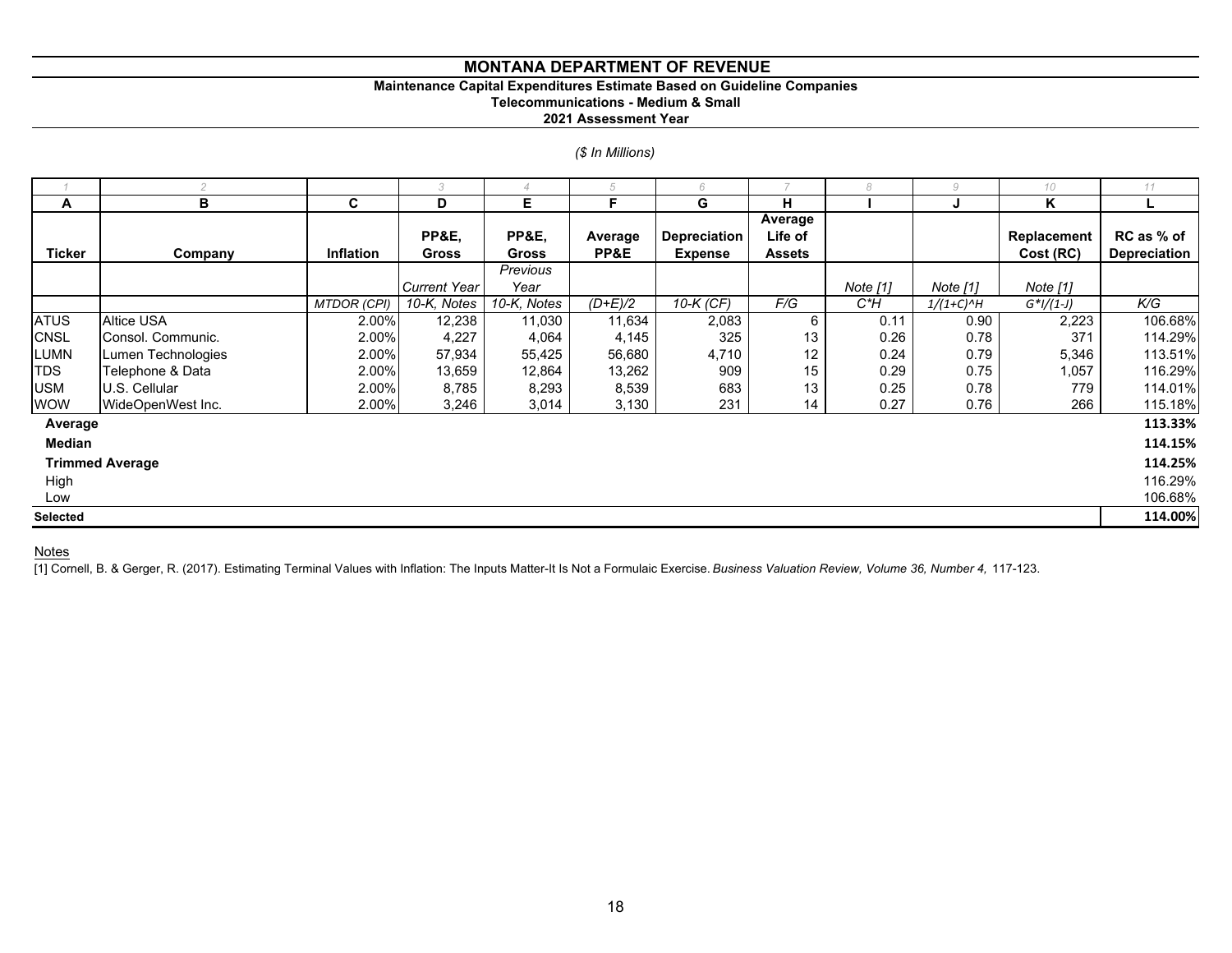# MONTANA DEPARTMENT OF REVENUE

## Maintenance Capital Expenditures Estimate Based on Guideline Companies

### Telecommunications - Medium & Small

### 2021 Assessment Year

*($ In Millions)*

| 1 | 2 | | 3 | 4 | 5 | 6 | 7 | 8 | 9 | 10 | 11 |
|---|---|---|---|---|---|---|---|---|---|---|---|
| **A** | **B** | **C** | **D** | **E** | **F** | **G** | **H** | **I** | **J** | **K** | **L** |
| **Ticker** | **Company** | **Inflation** | **PP&E, Gross** | **PP&E, Gross** | **Average PP&E** | **Depreciation Expense** | **Average Life of Assets** | | | **Replacement Cost (RC)** | **RC as % of Depreciation** |
| | | | *Current Year* | *Previous Year* | | | | *Note [1]* | *Note [1]* | *Note [1]* | |
| | | *MTDOR (CPI)* | *10-K, Notes* | *10-K, Notes* | *(D+E)/2* | *10-K (CF)* | *F/G* | *C*H* | *1/(1+C)^H* | *G*I/(1-J)* | *K/G* |
| ATUS | Altice USA | 2.00% | 12,238 | 11,030 | 11,634 | 2,083 | 6 | 0.11 | 0.90 | 2,223 | 106.68% |
| CNSL | Consol. Communic. | 2.00% | 4,227 | 4,064 | 4,145 | 325 | 13 | 0.26 | 0.78 | 371 | 114.29% |
| LUMN | Lumen Technologies | 2.00% | 57,934 | 55,425 | 56,680 | 4,710 | 12 | 0.24 | 0.79 | 5,346 | 113.51% |
| TDS | Telephone & Data | 2.00% | 13,659 | 12,864 | 13,262 | 909 | 15 | 0.29 | 0.75 | 1,057 | 116.29% |
| USM | U.S. Cellular | 2.00% | 8,785 | 8,293 | 8,539 | 683 | 13 | 0.25 | 0.78 | 779 | 114.01% |
| WOW | WideOpenWest Inc. | 2.00% | 3,246 | 3,014 | 3,130 | 231 | 14 | 0.27 | 0.76 | 266 | 115.18% |
| **Average** | | | | | | | | | | | **113.33%** |
| **Median** | | | | | | | | | | | **114.15%** |
| **Trimmed Average** | | | | | | | | | | | **114.25%** |
| High | | | | | | | | | | | 116.29% |
| Low | | | | | | | | | | | 106.68% |
| **Selected** | | | | | | | | | | | **114.00%** |

Notes

[1] Cornell, B. & Gerger, R. (2017). Estimating Terminal Values with Inflation: The Inputs Matter-It Is Not a Formulaic Exercise. *Business Valuation Review, Volume 36, Number 4,* 117-123.